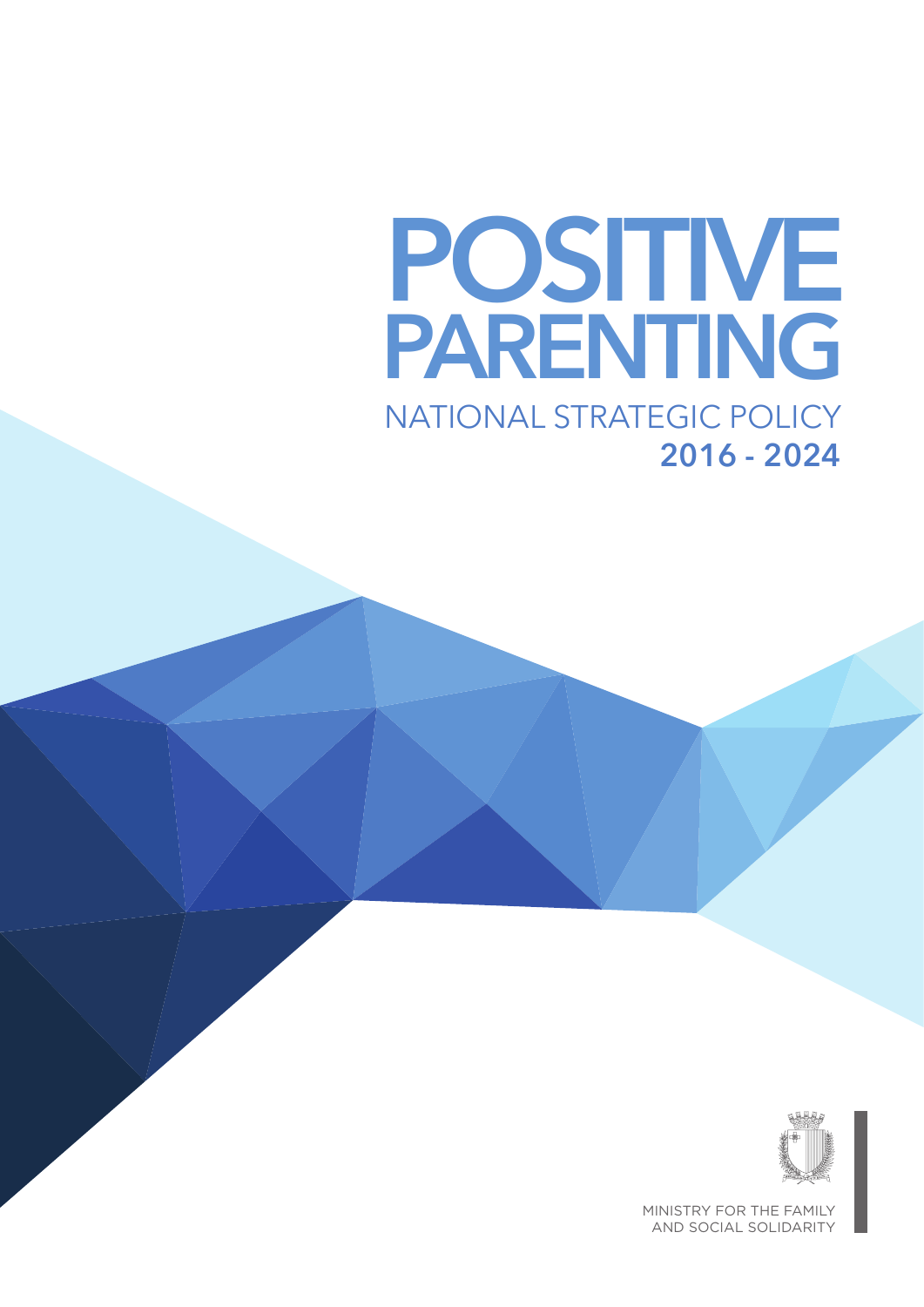# POSITIVE PARENTING

## NATIONAL STRATEGIC POLICY

## 2016 - 2024

MINISTRY FOR THE FAMILY AND SOCIAL SOLIDARITY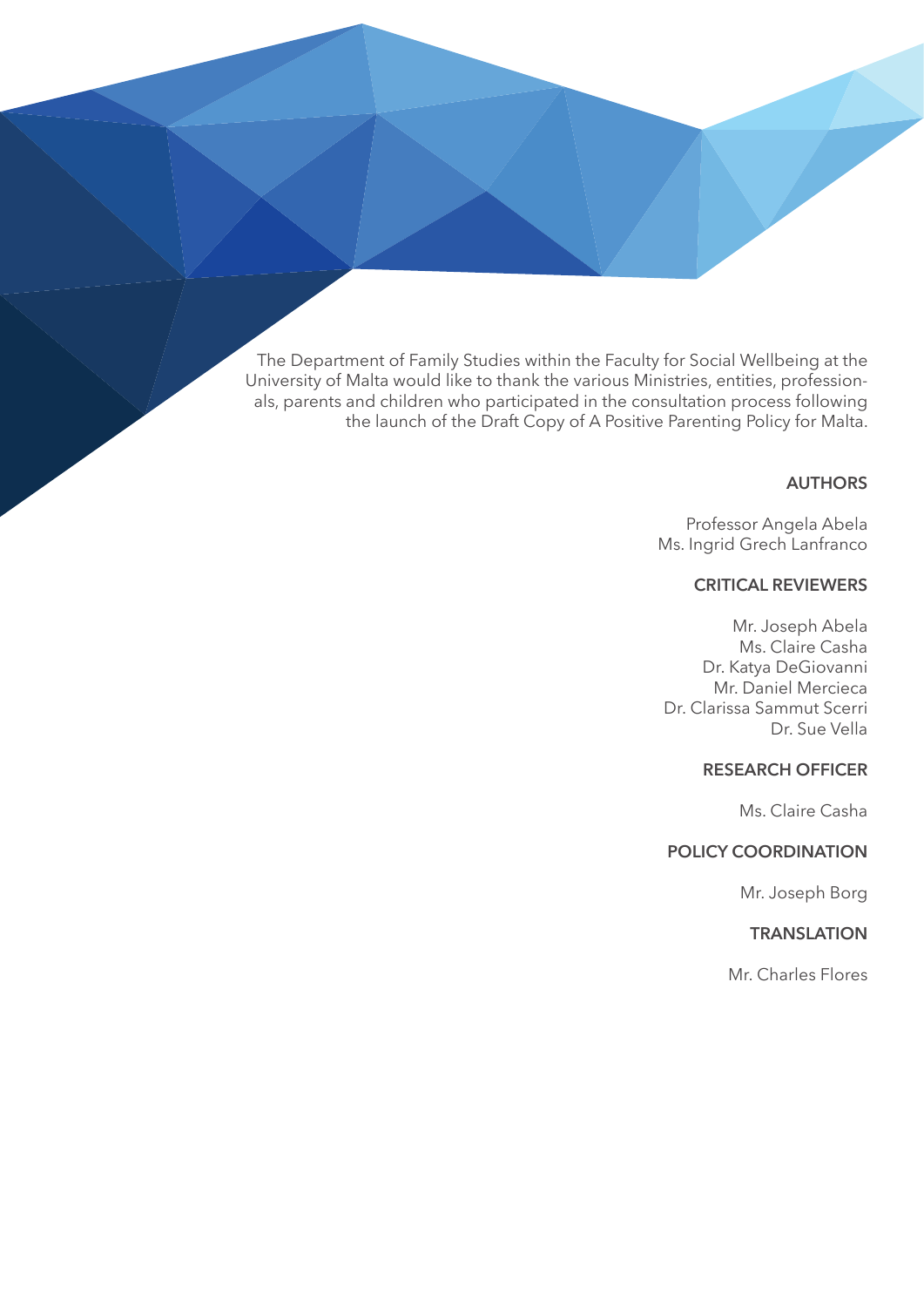The Department of Family Studies within the Faculty for Social Wellbeing at the University of Malta would like to thank the various Ministries, entities, professionals, parents and children who participated in the consultation process following the launch of the Draft Copy of A Positive Parenting Policy for Malta.

**AUTHORS**

Professor Angela Abela
Ms. Ingrid Grech Lanfranco

**CRITICAL REVIEWERS**

Mr. Joseph Abela
Ms. Claire Casha
Dr. Katya DeGiovanni
Mr. Daniel Mercieca
Dr. Clarissa Sammut Scerri
Dr. Sue Vella

**RESEARCH OFFICER**

Ms. Claire Casha

**POLICY COORDINATION**

Mr. Joseph Borg

**TRANSLATION**

Mr. Charles Flores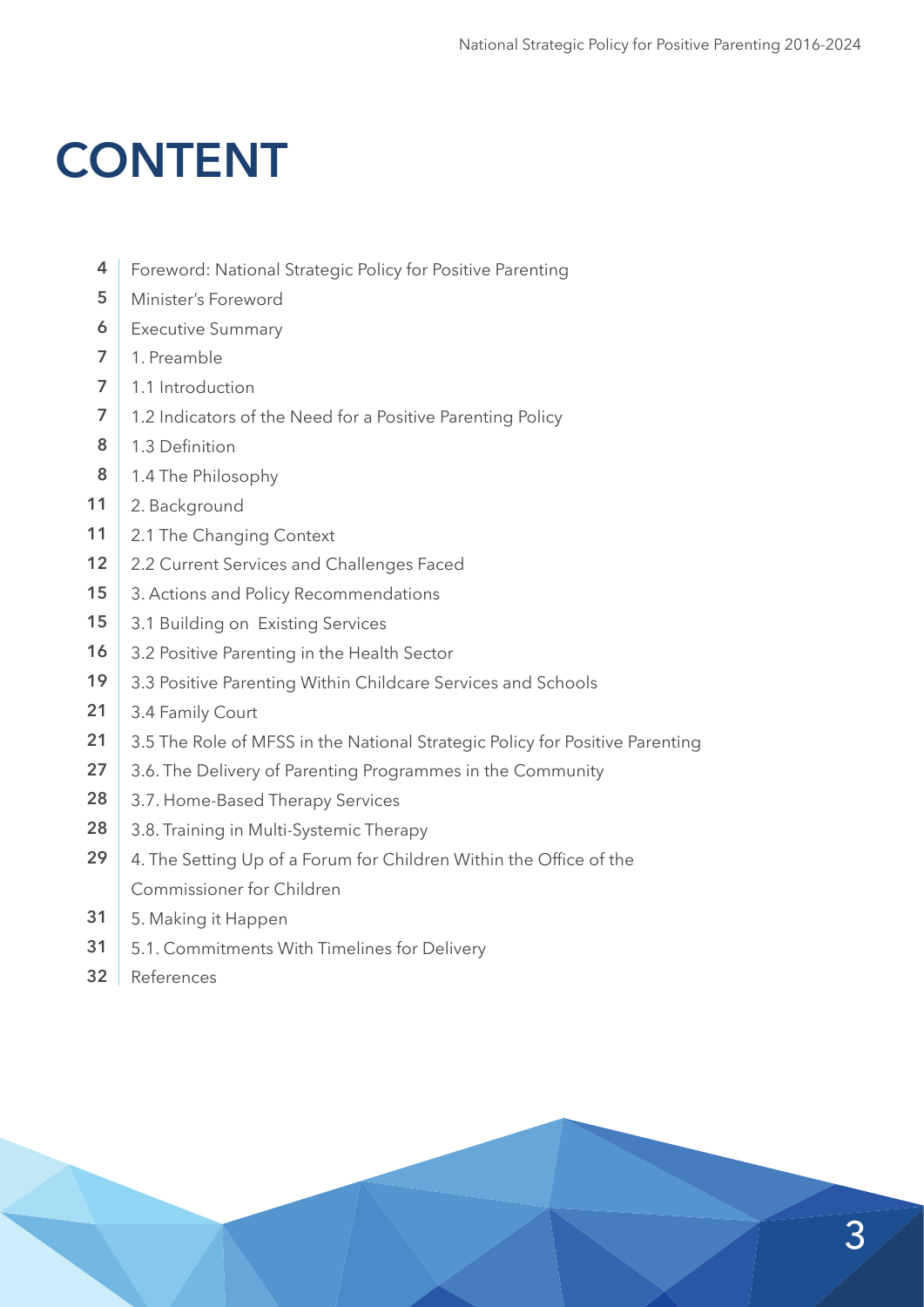# CONTENT

| Page | Section |
|---|---|
| 4 | Foreword: National Strategic Policy for Positive Parenting |
| 5 | Minister's Foreword |
| 6 | Executive Summary |
| 7 | 1. Preamble |
| 7 | 1.1 Introduction |
| 7 | 1.2 Indicators of the Need for a Positive Parenting Policy |
| 8 | 1.3 Definition |
| 8 | 1.4 The Philosophy |
| 11 | 2. Background |
| 11 | 2.1 The Changing Context |
| 12 | 2.2 Current Services and Challenges Faced |
| 15 | 3. Actions and Policy Recommendations |
| 15 | 3.1 Building on Existing Services |
| 16 | 3.2 Positive Parenting in the Health Sector |
| 19 | 3.3 Positive Parenting Within Childcare Services and Schools |
| 21 | 3.4 Family Court |
| 21 | 3.5 The Role of MFSS in the National Strategic Policy for Positive Parenting |
| 27 | 3.6. The Delivery of Parenting Programmes in the Community |
| 28 | 3.7. Home-Based Therapy Services |
| 28 | 3.8. Training in Multi-Systemic Therapy |
| 29 | 4. The Setting Up of a Forum for Children Within the Office of the Commissioner for Children |
| 31 | 5. Making it Happen |
| 31 | 5.1. Commitments With Timelines for Delivery |
| 32 | References |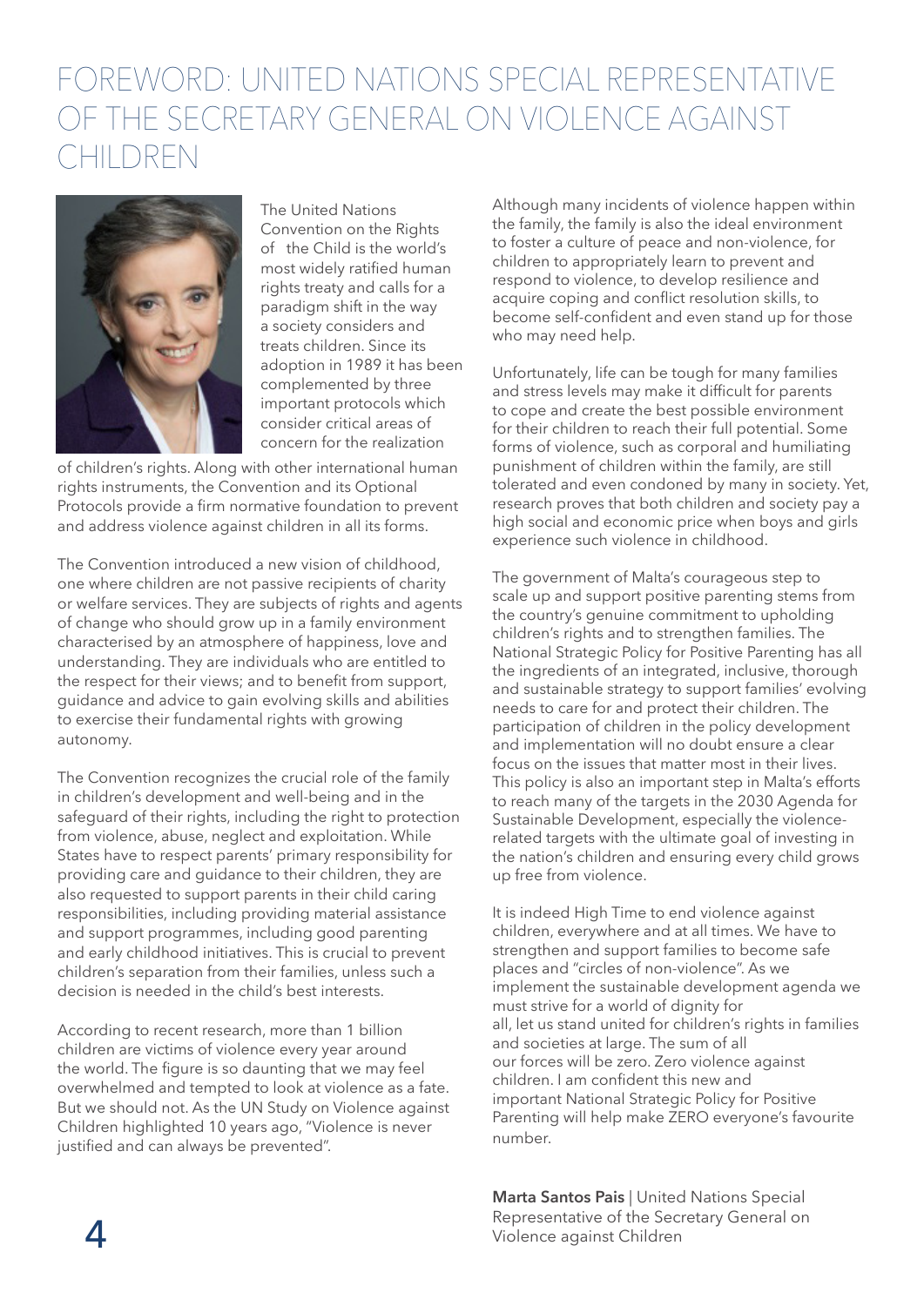# FOREWORD: UNITED NATIONS SPECIAL REPRESENTATIVE OF THE SECRETARY GENERAL ON VIOLENCE AGAINST CHILDREN

The United Nations Convention on the Rights of the Child is the world's most widely ratified human rights treaty and calls for a paradigm shift in the way a society considers and treats children. Since its adoption in 1989 it has been complemented by three important protocols which consider critical areas of concern for the realization of children's rights. Along with other international human rights instruments, the Convention and its Optional Protocols provide a firm normative foundation to prevent and address violence against children in all its forms.

The Convention introduced a new vision of childhood, one where children are not passive recipients of charity or welfare services. They are subjects of rights and agents of change who should grow up in a family environment characterised by an atmosphere of happiness, love and understanding. They are individuals who are entitled to the respect for their views; and to benefit from support, guidance and advice to gain evolving skills and abilities to exercise their fundamental rights with growing autonomy.

The Convention recognizes the crucial role of the family in children's development and well-being and in the safeguard of their rights, including the right to protection from violence, abuse, neglect and exploitation. While States have to respect parents' primary responsibility for providing care and guidance to their children, they are also requested to support parents in their child caring responsibilities, including providing material assistance and support programmes, including good parenting and early childhood initiatives. This is crucial to prevent children's separation from their families, unless such a decision is needed in the child's best interests.

According to recent research, more than 1 billion children are victims of violence every year around the world. The figure is so daunting that we may feel overwhelmed and tempted to look at violence as a fate. But we should not. As the UN Study on Violence against Children highlighted 10 years ago, "Violence is never justified and can always be prevented".

Although many incidents of violence happen within the family, the family is also the ideal environment to foster a culture of peace and non-violence, for children to appropriately learn to prevent and respond to violence, to develop resilience and acquire coping and conflict resolution skills, to become self-confident and even stand up for those who may need help.

Unfortunately, life can be tough for many families and stress levels may make it difficult for parents to cope and create the best possible environment for their children to reach their full potential. Some forms of violence, such as corporal and humiliating punishment of children within the family, are still tolerated and even condoned by many in society. Yet, research proves that both children and society pay a high social and economic price when boys and girls experience such violence in childhood.

The government of Malta's courageous step to scale up and support positive parenting stems from the country's genuine commitment to upholding children's rights and to strengthen families. The National Strategic Policy for Positive Parenting has all the ingredients of an integrated, inclusive, thorough and sustainable strategy to support families' evolving needs to care for and protect their children. The participation of children in the policy development and implementation will no doubt ensure a clear focus on the issues that matter most in their lives. This policy is also an important step in Malta's efforts to reach many of the targets in the 2030 Agenda for Sustainable Development, especially the violence-related targets with the ultimate goal of investing in the nation's children and ensuring every child grows up free from violence.

It is indeed High Time to end violence against children, everywhere and at all times. We have to strengthen and support families to become safe places and "circles of non-violence". As we implement the sustainable development agenda we must strive for a world of dignity for all, let us stand united for children's rights in families and societies at large. The sum of all our forces will be zero. Zero violence against children. I am confident this new and important National Strategic Policy for Positive Parenting will help make ZERO everyone's favourite number.

**Marta Santos Pais** | United Nations Special Representative of the Secretary General on Violence against Children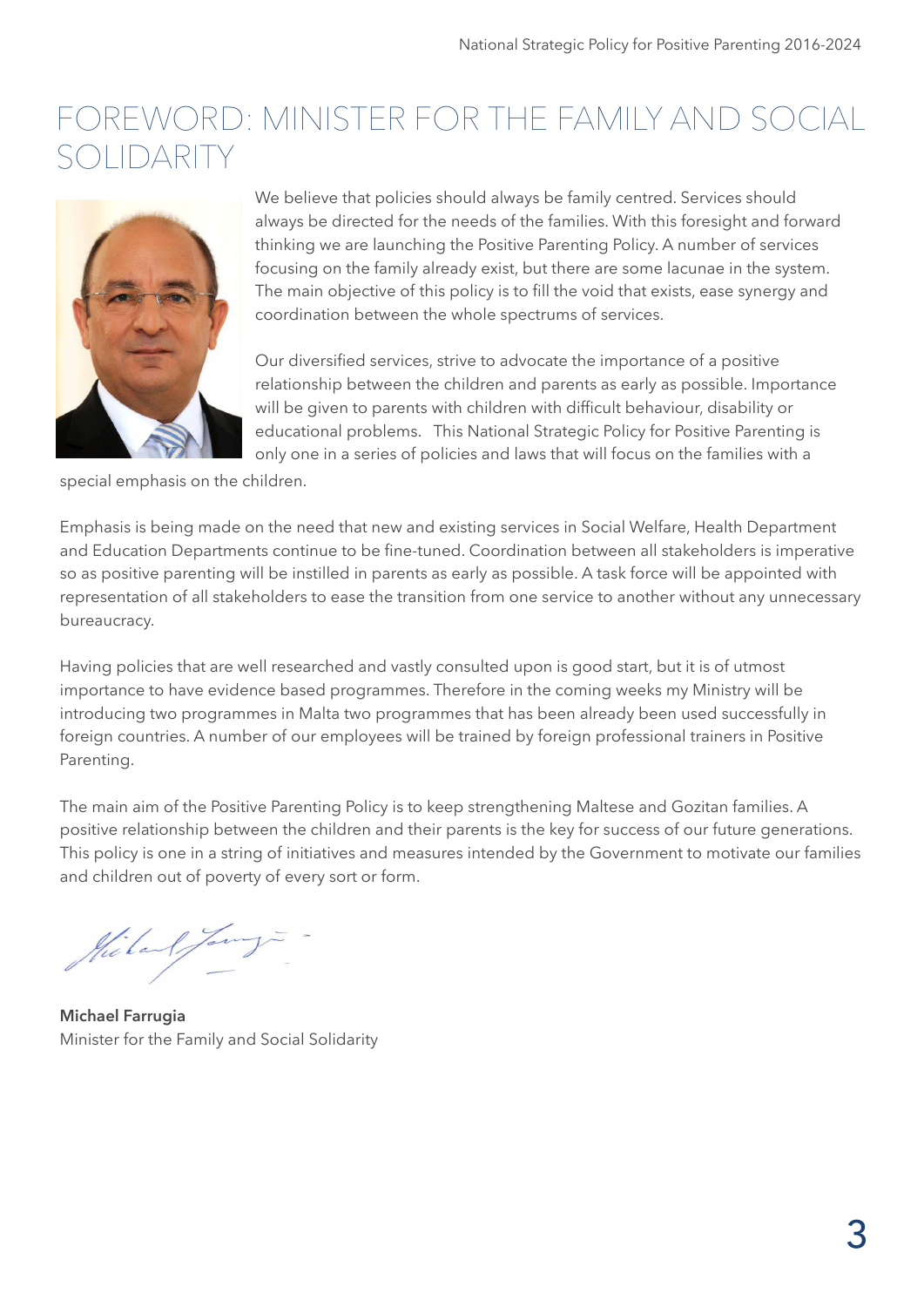# FOREWORD: MINISTER FOR THE FAMILY AND SOCIAL SOLIDARITY

We believe that policies should always be family centred. Services should always be directed for the needs of the families. With this foresight and forward thinking we are launching the Positive Parenting Policy. A number of services focusing on the family already exist, but there are some lacunae in the system. The main objective of this policy is to fill the void that exists, ease synergy and coordination between the whole spectrums of services.

Our diversified services, strive to advocate the importance of a positive relationship between the children and parents as early as possible. Importance will be given to parents with children with difficult behaviour, disability or educational problems. This National Strategic Policy for Positive Parenting is only one in a series of policies and laws that will focus on the families with a special emphasis on the children.

Emphasis is being made on the need that new and existing services in Social Welfare, Health Department and Education Departments continue to be fine-tuned. Coordination between all stakeholders is imperative so as positive parenting will be instilled in parents as early as possible. A task force will be appointed with representation of all stakeholders to ease the transition from one service to another without any unnecessary bureaucracy.

Having policies that are well researched and vastly consulted upon is good start, but it is of utmost importance to have evidence based programmes. Therefore in the coming weeks my Ministry will be introducing two programmes in Malta two programmes that has been already been used successfully in foreign countries. A number of our employees will be trained by foreign professional trainers in Positive Parenting.

The main aim of the Positive Parenting Policy is to keep strengthening Maltese and Gozitan families. A positive relationship between the children and their parents is the key for success of our future generations. This policy is one in a string of initiatives and measures intended by the Government to motivate our families and children out of poverty of every sort or form.

**Michael Farrugia**
Minister for the Family and Social Solidarity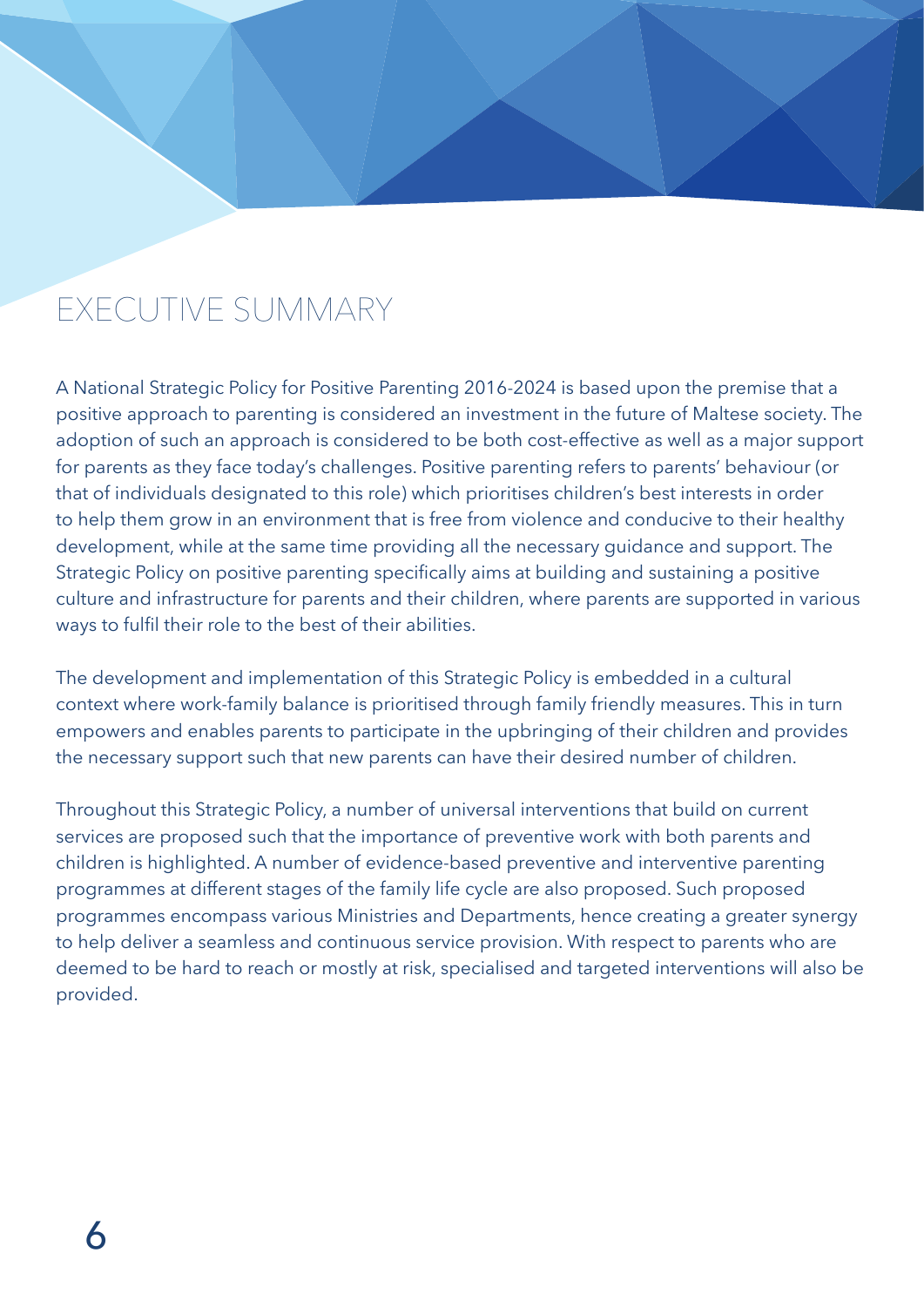# EXECUTIVE SUMMARY

A National Strategic Policy for Positive Parenting 2016-2024 is based upon the premise that a positive approach to parenting is considered an investment in the future of Maltese society. The adoption of such an approach is considered to be both cost-effective as well as a major support for parents as they face today's challenges. Positive parenting refers to parents' behaviour (or that of individuals designated to this role) which prioritises children's best interests in order to help them grow in an environment that is free from violence and conducive to their healthy development, while at the same time providing all the necessary guidance and support. The Strategic Policy on positive parenting specifically aims at building and sustaining a positive culture and infrastructure for parents and their children, where parents are supported in various ways to fulfil their role to the best of their abilities.

The development and implementation of this Strategic Policy is embedded in a cultural context where work-family balance is prioritised through family friendly measures. This in turn empowers and enables parents to participate in the upbringing of their children and provides the necessary support such that new parents can have their desired number of children.

Throughout this Strategic Policy, a number of universal interventions that build on current services are proposed such that the importance of preventive work with both parents and children is highlighted. A number of evidence-based preventive and interventive parenting programmes at different stages of the family life cycle are also proposed. Such proposed programmes encompass various Ministries and Departments, hence creating a greater synergy to help deliver a seamless and continuous service provision. With respect to parents who are deemed to be hard to reach or mostly at risk, specialised and targeted interventions will also be provided.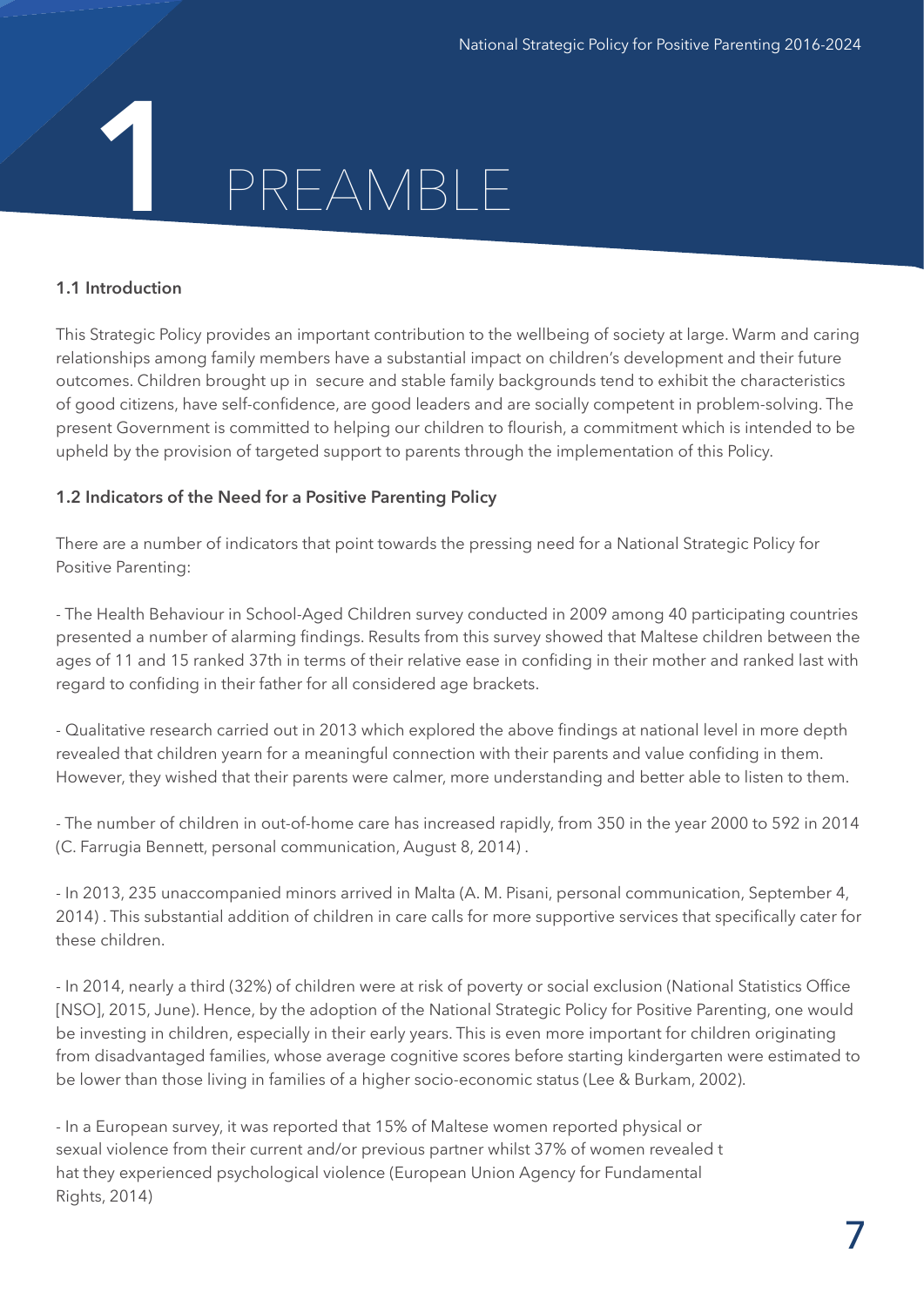# 1 PREAMBLE

### 1.1 Introduction

This Strategic Policy provides an important contribution to the wellbeing of society at large. Warm and caring relationships among family members have a substantial impact on children's development and their future outcomes. Children brought up in secure and stable family backgrounds tend to exhibit the characteristics of good citizens, have self-confidence, are good leaders and are socially competent in problem-solving. The present Government is committed to helping our children to flourish, a commitment which is intended to be upheld by the provision of targeted support to parents through the implementation of this Policy.

### 1.2 Indicators of the Need for a Positive Parenting Policy

There are a number of indicators that point towards the pressing need for a National Strategic Policy for Positive Parenting:

- The Health Behaviour in School-Aged Children survey conducted in 2009 among 40 participating countries presented a number of alarming findings. Results from this survey showed that Maltese children between the ages of 11 and 15 ranked 37th in terms of their relative ease in confiding in their mother and ranked last with regard to confiding in their father for all considered age brackets.

- Qualitative research carried out in 2013 which explored the above findings at national level in more depth revealed that children yearn for a meaningful connection with their parents and value confiding in them. However, they wished that their parents were calmer, more understanding and better able to listen to them.

- The number of children in out-of-home care has increased rapidly, from 350 in the year 2000 to 592 in 2014 (C. Farrugia Bennett, personal communication, August 8, 2014) .

- In 2013, 235 unaccompanied minors arrived in Malta (A. M. Pisani, personal communication, September 4, 2014) . This substantial addition of children in care calls for more supportive services that specifically cater for these children.

- In 2014, nearly a third (32%) of children were at risk of poverty or social exclusion (National Statistics Office [NSO], 2015, June). Hence, by the adoption of the National Strategic Policy for Positive Parenting, one would be investing in children, especially in their early years. This is even more important for children originating from disadvantaged families, whose average cognitive scores before starting kindergarten were estimated to be lower than those living in families of a higher socio-economic status (Lee & Burkam, 2002).

- In a European survey, it was reported that 15% of Maltese women reported physical or sexual violence from their current and/or previous partner whilst 37% of women revealed that they experienced psychological violence (European Union Agency for Fundamental Rights, 2014)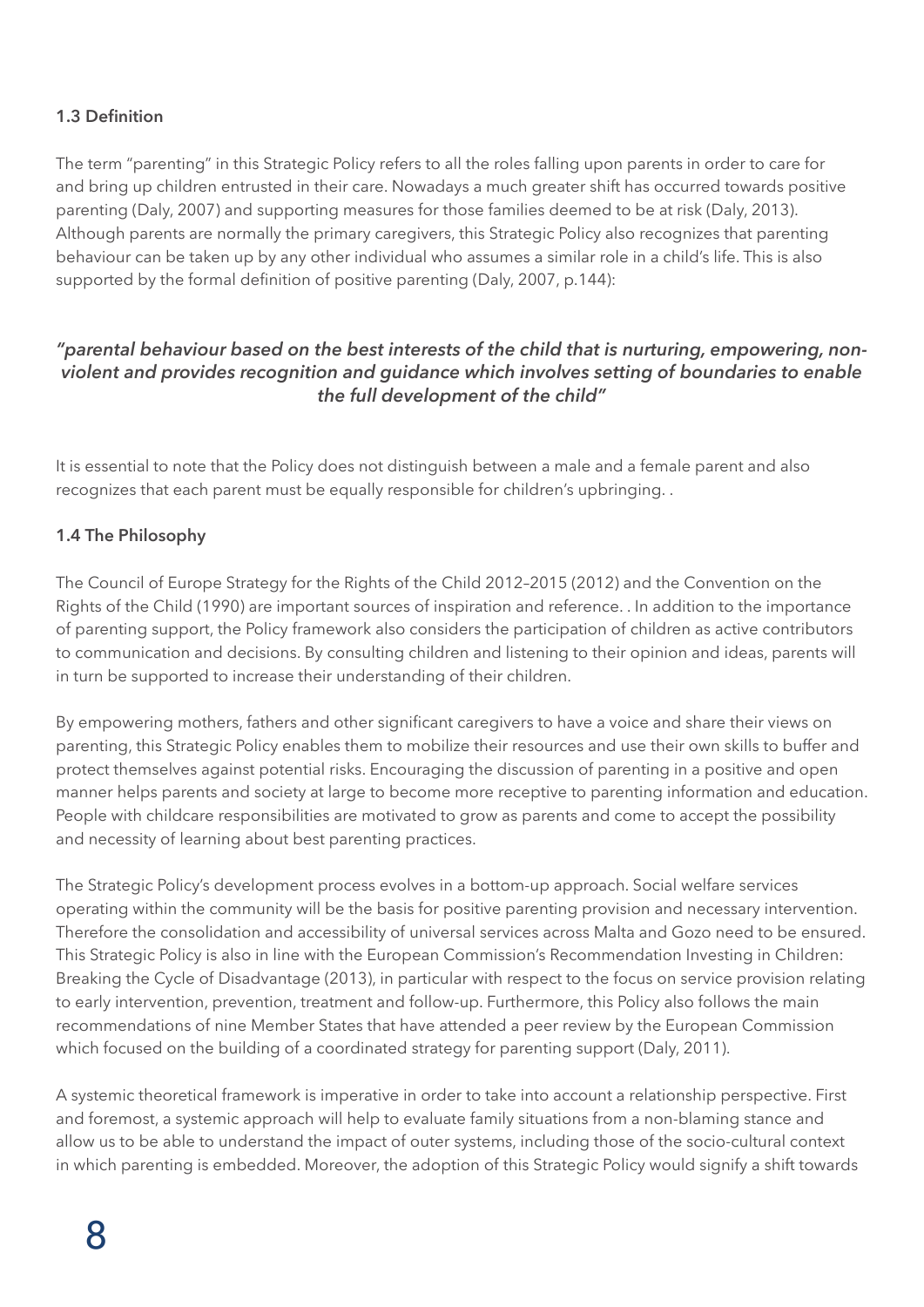### 1.3 Definition

The term "parenting" in this Strategic Policy refers to all the roles falling upon parents in order to care for and bring up children entrusted in their care. Nowadays a much greater shift has occurred towards positive parenting (Daly, 2007) and supporting measures for those families deemed to be at risk (Daly, 2013). Although parents are normally the primary caregivers, this Strategic Policy also recognizes that parenting behaviour can be taken up by any other individual who assumes a similar role in a child's life. This is also supported by the formal definition of positive parenting (Daly, 2007, p.144):

***"parental behaviour based on the best interests of the child that is nurturing, empowering, non-violent and provides recognition and guidance which involves setting of boundaries to enable the full development of the child"***

It is essential to note that the Policy does not distinguish between a male and a female parent and also recognizes that each parent must be equally responsible for children's upbringing. .

### 1.4 The Philosophy

The Council of Europe Strategy for the Rights of the Child 2012–2015 (2012) and the Convention on the Rights of the Child (1990) are important sources of inspiration and reference. . In addition to the importance of parenting support, the Policy framework also considers the participation of children as active contributors to communication and decisions. By consulting children and listening to their opinion and ideas, parents will in turn be supported to increase their understanding of their children.

By empowering mothers, fathers and other significant caregivers to have a voice and share their views on parenting, this Strategic Policy enables them to mobilize their resources and use their own skills to buffer and protect themselves against potential risks. Encouraging the discussion of parenting in a positive and open manner helps parents and society at large to become more receptive to parenting information and education. People with childcare responsibilities are motivated to grow as parents and come to accept the possibility and necessity of learning about best parenting practices.

The Strategic Policy's development process evolves in a bottom-up approach. Social welfare services operating within the community will be the basis for positive parenting provision and necessary intervention. Therefore the consolidation and accessibility of universal services across Malta and Gozo need to be ensured. This Strategic Policy is also in line with the European Commission's Recommendation Investing in Children: Breaking the Cycle of Disadvantage (2013), in particular with respect to the focus on service provision relating to early intervention, prevention, treatment and follow-up. Furthermore, this Policy also follows the main recommendations of nine Member States that have attended a peer review by the European Commission which focused on the building of a coordinated strategy for parenting support (Daly, 2011).

A systemic theoretical framework is imperative in order to take into account a relationship perspective. First and foremost, a systemic approach will help to evaluate family situations from a non-blaming stance and allow us to be able to understand the impact of outer systems, including those of the socio-cultural context in which parenting is embedded. Moreover, the adoption of this Strategic Policy would signify a shift towards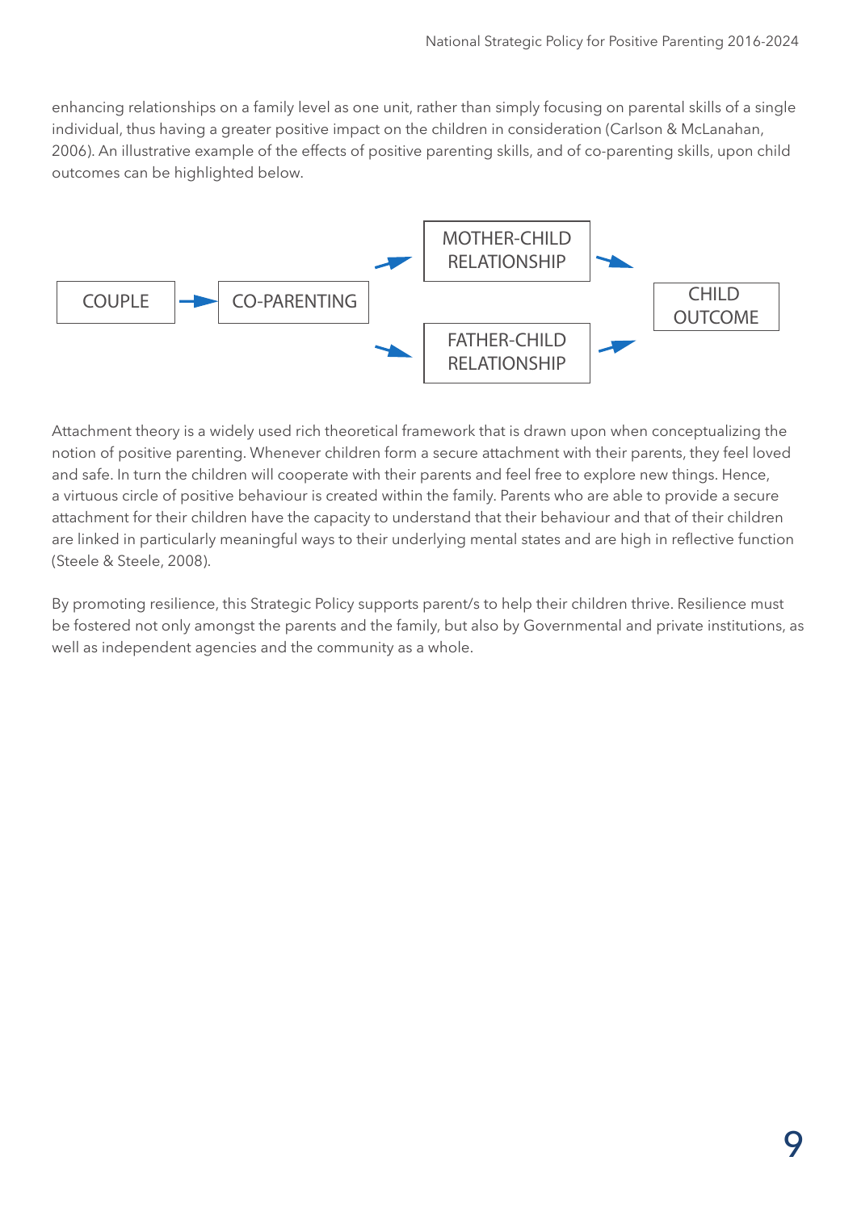enhancing relationships on a family level as one unit, rather than simply focusing on parental skills of a single individual, thus having a greater positive impact on the children in consideration (Carlson & McLanahan, 2006). An illustrative example of the effects of positive parenting skills, and of co-parenting skills, upon child outcomes can be highlighted below.

COUPLE → CO-PARENTING → MOTHER-CHILD RELATIONSHIP / FATHER-CHILD RELATIONSHIP → CHILD OUTCOME

Attachment theory is a widely used rich theoretical framework that is drawn upon when conceptualizing the notion of positive parenting. Whenever children form a secure attachment with their parents, they feel loved and safe. In turn the children will cooperate with their parents and feel free to explore new things. Hence, a virtuous circle of positive behaviour is created within the family. Parents who are able to provide a secure attachment for their children have the capacity to understand that their behaviour and that of their children are linked in particularly meaningful ways to their underlying mental states and are high in reflective function (Steele & Steele, 2008).

By promoting resilience, this Strategic Policy supports parent/s to help their children thrive. Resilience must be fostered not only amongst the parents and the family, but also by Governmental and private institutions, as well as independent agencies and the community as a whole.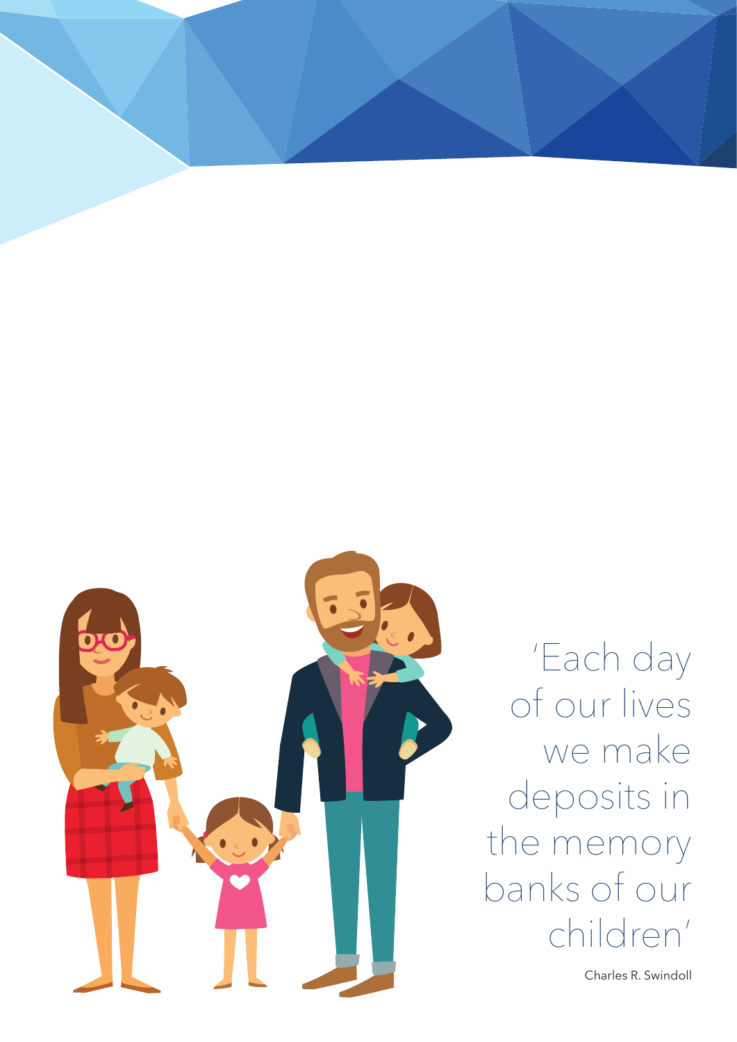'Each day of our lives we make deposits in the memory banks of our children'

Charles R. Swindoll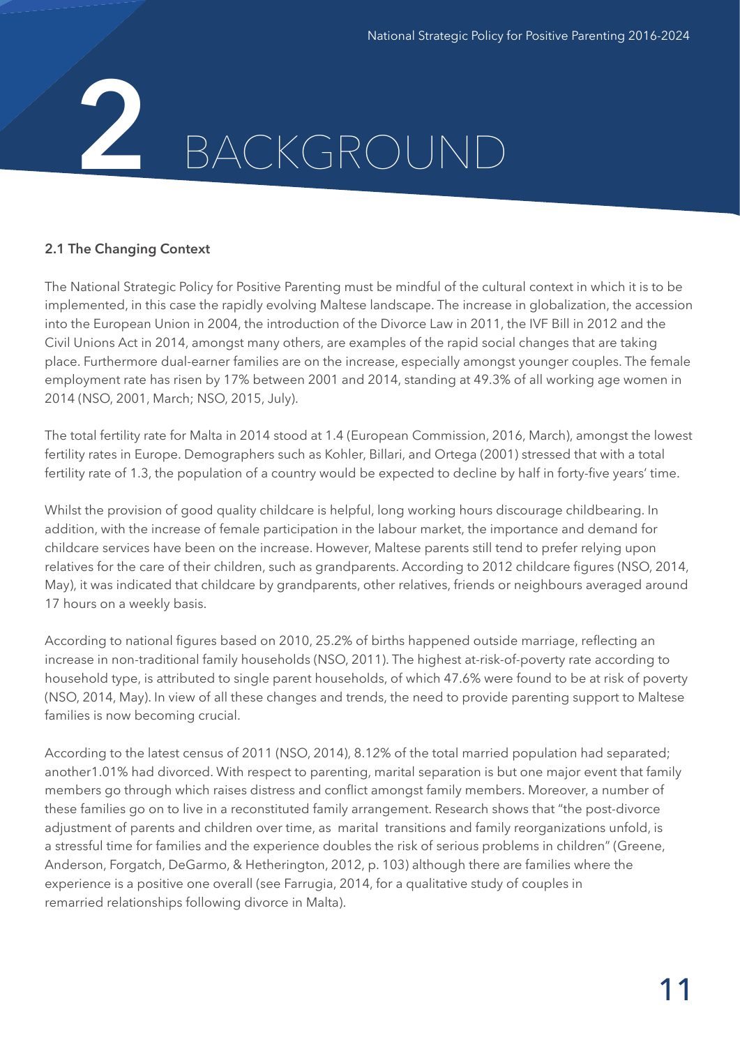# 2 BACKGROUND

### 2.1 The Changing Context

The National Strategic Policy for Positive Parenting must be mindful of the cultural context in which it is to be implemented, in this case the rapidly evolving Maltese landscape. The increase in globalization, the accession into the European Union in 2004, the introduction of the Divorce Law in 2011, the IVF Bill in 2012 and the Civil Unions Act in 2014, amongst many others, are examples of the rapid social changes that are taking place. Furthermore dual-earner families are on the increase, especially amongst younger couples. The female employment rate has risen by 17% between 2001 and 2014, standing at 49.3% of all working age women in 2014 (NSO, 2001, March; NSO, 2015, July).

The total fertility rate for Malta in 2014 stood at 1.4 (European Commission, 2016, March), amongst the lowest fertility rates in Europe. Demographers such as Kohler, Billari, and Ortega (2001) stressed that with a total fertility rate of 1.3, the population of a country would be expected to decline by half in forty-five years' time.

Whilst the provision of good quality childcare is helpful, long working hours discourage childbearing. In addition, with the increase of female participation in the labour market, the importance and demand for childcare services have been on the increase. However, Maltese parents still tend to prefer relying upon relatives for the care of their children, such as grandparents. According to 2012 childcare figures (NSO, 2014, May), it was indicated that childcare by grandparents, other relatives, friends or neighbours averaged around 17 hours on a weekly basis.

According to national figures based on 2010, 25.2% of births happened outside marriage, reflecting an increase in non-traditional family households (NSO, 2011). The highest at-risk-of-poverty rate according to household type, is attributed to single parent households, of which 47.6% were found to be at risk of poverty (NSO, 2014, May). In view of all these changes and trends, the need to provide parenting support to Maltese families is now becoming crucial.

According to the latest census of 2011 (NSO, 2014), 8.12% of the total married population had separated; another1.01% had divorced. With respect to parenting, marital separation is but one major event that family members go through which raises distress and conflict amongst family members. Moreover, a number of these families go on to live in a reconstituted family arrangement. Research shows that "the post-divorce adjustment of parents and children over time, as marital transitions and family reorganizations unfold, is a stressful time for families and the experience doubles the risk of serious problems in children" (Greene, Anderson, Forgatch, DeGarmo, & Hetherington, 2012, p. 103) although there are families where the experience is a positive one overall (see Farrugia, 2014, for a qualitative study of couples in remarried relationships following divorce in Malta).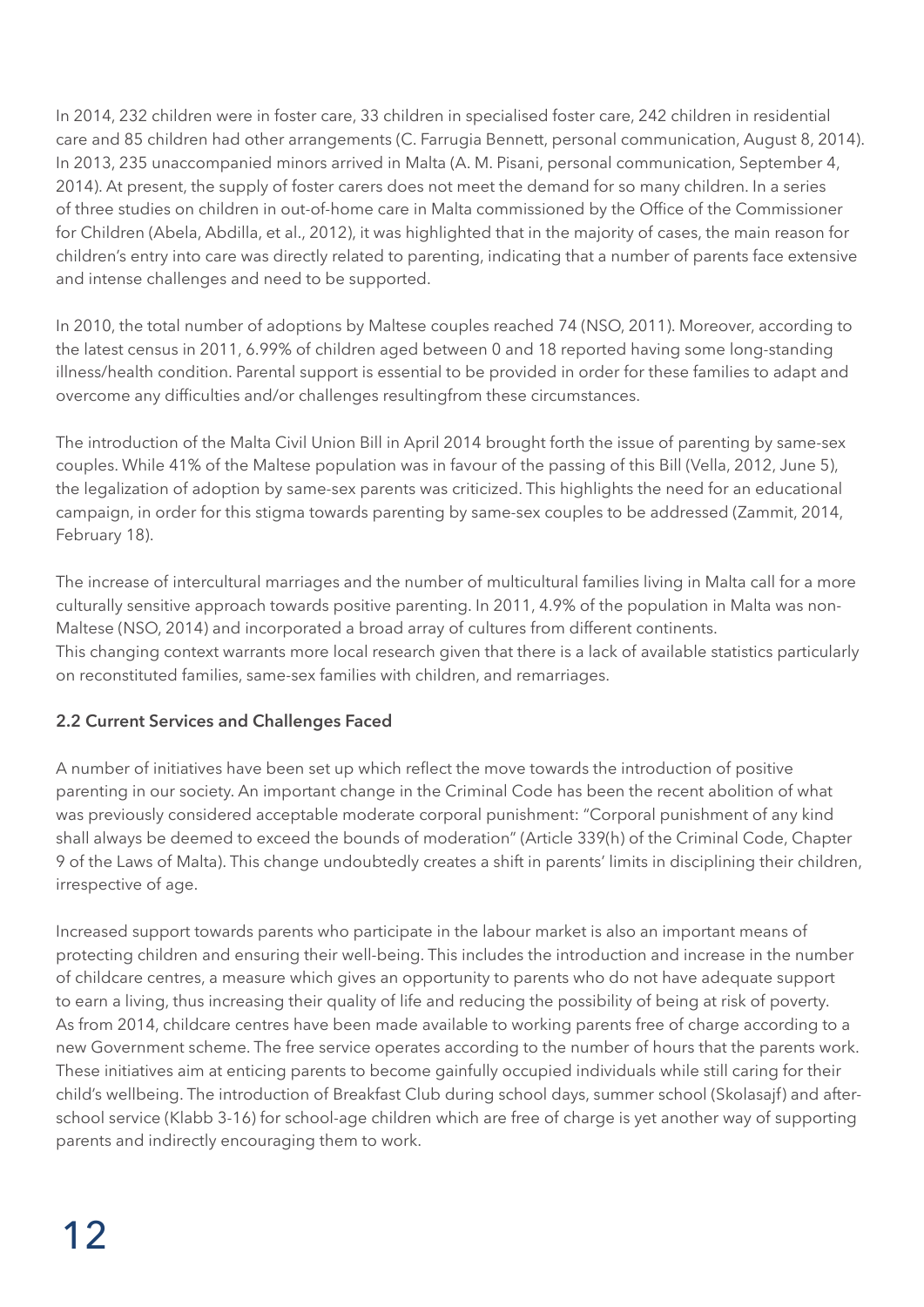In 2014, 232 children were in foster care, 33 children in specialised foster care, 242 children in residential care and 85 children had other arrangements (C. Farrugia Bennett, personal communication, August 8, 2014). In 2013, 235 unaccompanied minors arrived in Malta (A. M. Pisani, personal communication, September 4, 2014). At present, the supply of foster carers does not meet the demand for so many children. In a series of three studies on children in out-of-home care in Malta commissioned by the Office of the Commissioner for Children (Abela, Abdilla, et al., 2012), it was highlighted that in the majority of cases, the main reason for children's entry into care was directly related to parenting, indicating that a number of parents face extensive and intense challenges and need to be supported.

In 2010, the total number of adoptions by Maltese couples reached 74 (NSO, 2011). Moreover, according to the latest census in 2011, 6.99% of children aged between 0 and 18 reported having some long-standing illness/health condition. Parental support is essential to be provided in order for these families to adapt and overcome any difficulties and/or challenges resultingfrom these circumstances.

The introduction of the Malta Civil Union Bill in April 2014 brought forth the issue of parenting by same-sex couples. While 41% of the Maltese population was in favour of the passing of this Bill (Vella, 2012, June 5), the legalization of adoption by same-sex parents was criticized. This highlights the need for an educational campaign, in order for this stigma towards parenting by same-sex couples to be addressed (Zammit, 2014, February 18).

The increase of intercultural marriages and the number of multicultural families living in Malta call for a more culturally sensitive approach towards positive parenting. In 2011, 4.9% of the population in Malta was non-Maltese (NSO, 2014) and incorporated a broad array of cultures from different continents.
This changing context warrants more local research given that there is a lack of available statistics particularly on reconstituted families, same-sex families with children, and remarriages.

### 2.2 Current Services and Challenges Faced

A number of initiatives have been set up which reflect the move towards the introduction of positive parenting in our society. An important change in the Criminal Code has been the recent abolition of what was previously considered acceptable moderate corporal punishment: "Corporal punishment of any kind shall always be deemed to exceed the bounds of moderation" (Article 339(h) of the Criminal Code, Chapter 9 of the Laws of Malta). This change undoubtedly creates a shift in parents' limits in disciplining their children, irrespective of age.

Increased support towards parents who participate in the labour market is also an important means of protecting children and ensuring their well-being. This includes the introduction and increase in the number of childcare centres, a measure which gives an opportunity to parents who do not have adequate support to earn a living, thus increasing their quality of life and reducing the possibility of being at risk of poverty. As from 2014, childcare centres have been made available to working parents free of charge according to a new Government scheme. The free service operates according to the number of hours that the parents work. These initiatives aim at enticing parents to become gainfully occupied individuals while still caring for their child's wellbeing. The introduction of Breakfast Club during school days, summer school (Skolasajf) and after-school service (Klabb 3-16) for school-age children which are free of charge is yet another way of supporting parents and indirectly encouraging them to work.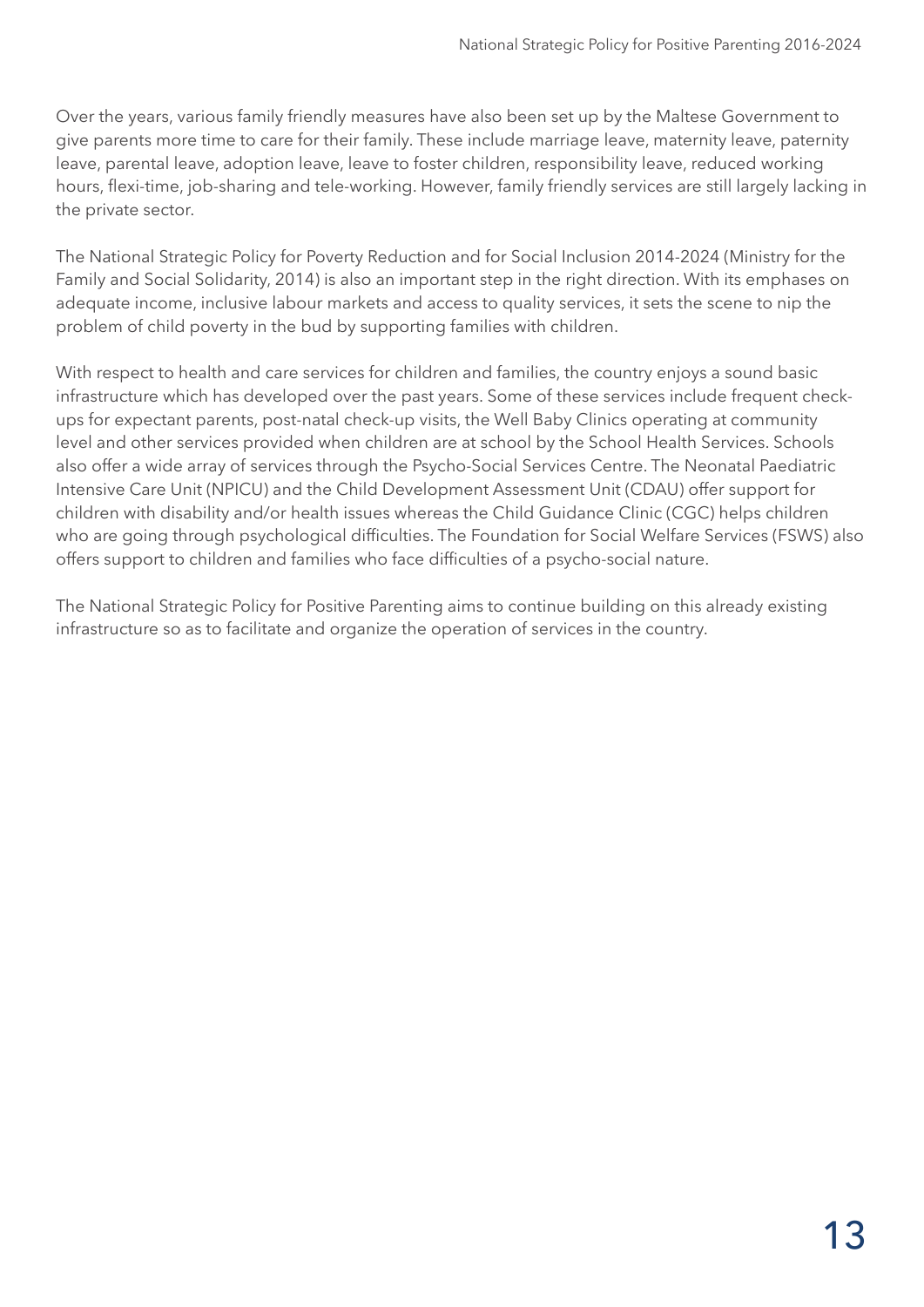Over the years, various family friendly measures have also been set up by the Maltese Government to give parents more time to care for their family. These include marriage leave, maternity leave, paternity leave, parental leave, adoption leave, leave to foster children, responsibility leave, reduced working hours, flexi-time, job-sharing and tele-working. However, family friendly services are still largely lacking in the private sector.

The National Strategic Policy for Poverty Reduction and for Social Inclusion 2014-2024 (Ministry for the Family and Social Solidarity, 2014) is also an important step in the right direction. With its emphases on adequate income, inclusive labour markets and access to quality services, it sets the scene to nip the problem of child poverty in the bud by supporting families with children.

With respect to health and care services for children and families, the country enjoys a sound basic infrastructure which has developed over the past years. Some of these services include frequent check-ups for expectant parents, post-natal check-up visits, the Well Baby Clinics operating at community level and other services provided when children are at school by the School Health Services. Schools also offer a wide array of services through the Psycho-Social Services Centre. The Neonatal Paediatric Intensive Care Unit (NPICU) and the Child Development Assessment Unit (CDAU) offer support for children with disability and/or health issues whereas the Child Guidance Clinic (CGC) helps children who are going through psychological difficulties. The Foundation for Social Welfare Services (FSWS) also offers support to children and families who face difficulties of a psycho-social nature.

The National Strategic Policy for Positive Parenting aims to continue building on this already existing infrastructure so as to facilitate and organize the operation of services in the country.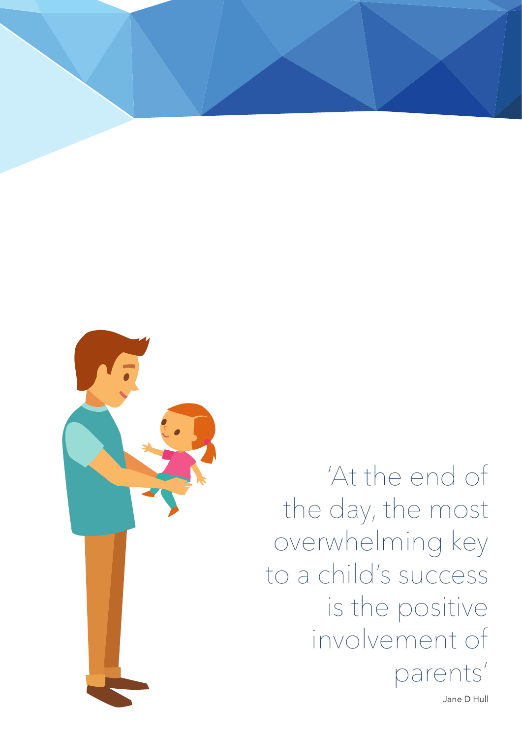'At the end of the day, the most overwhelming key to a child's success is the positive involvement of parents'

Jane D Hull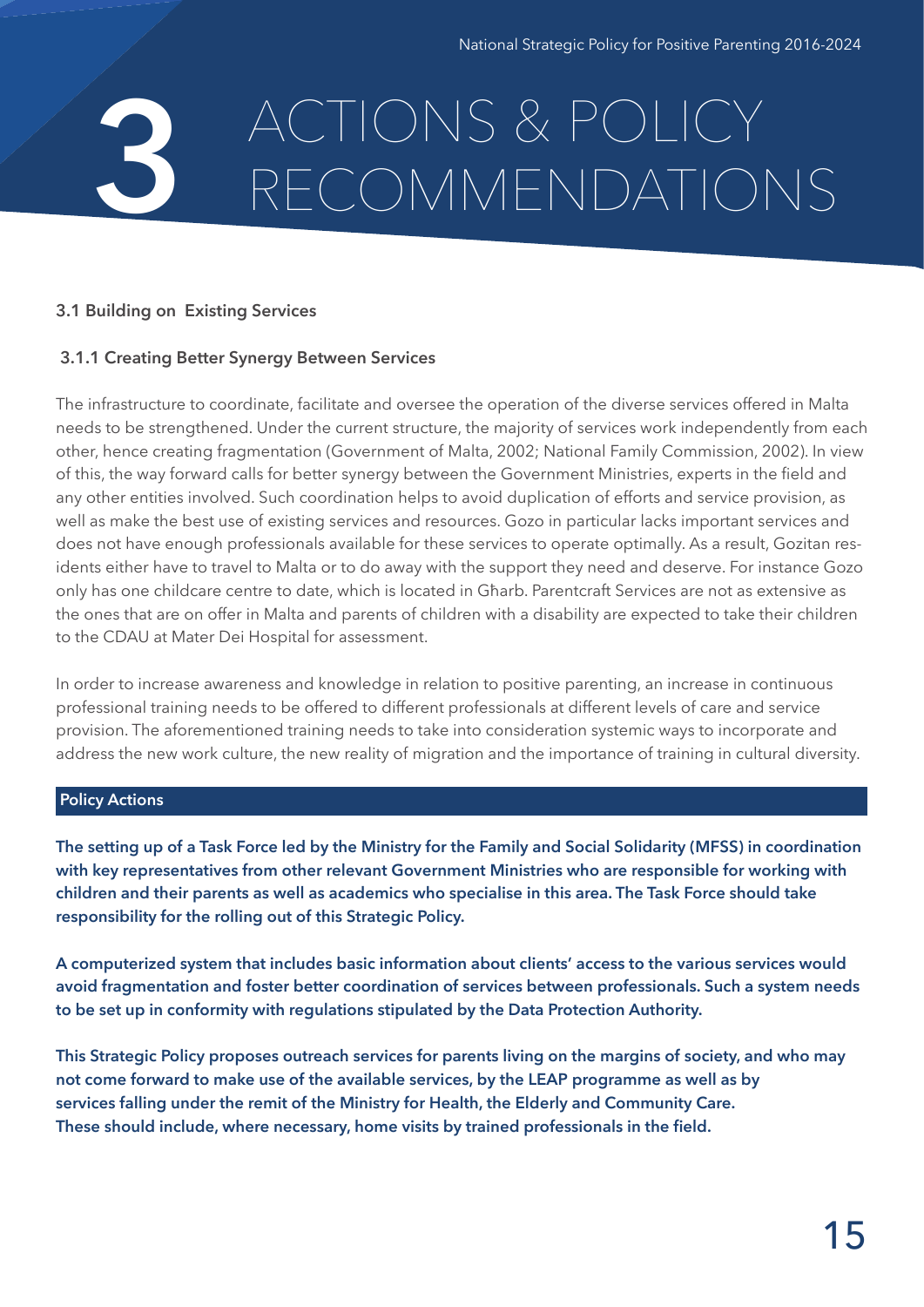# 3 ACTIONS & POLICY RECOMMENDATIONS

## 3.1 Building on Existing Services

### 3.1.1 Creating Better Synergy Between Services

The infrastructure to coordinate, facilitate and oversee the operation of the diverse services offered in Malta needs to be strengthened. Under the current structure, the majority of services work independently from each other, hence creating fragmentation (Government of Malta, 2002; National Family Commission, 2002). In view of this, the way forward calls for better synergy between the Government Ministries, experts in the field and any other entities involved. Such coordination helps to avoid duplication of efforts and service provision, as well as make the best use of existing services and resources. Gozo in particular lacks important services and does not have enough professionals available for these services to operate optimally. As a result, Gozitan residents either have to travel to Malta or to do away with the support they need and deserve. For instance Gozo only has one childcare centre to date, which is located in Għarb. Parentcraft Services are not as extensive as the ones that are on offer in Malta and parents of children with a disability are expected to take their children to the CDAU at Mater Dei Hospital for assessment.

In order to increase awareness and knowledge in relation to positive parenting, an increase in continuous professional training needs to be offered to different professionals at different levels of care and service provision. The aforementioned training needs to take into consideration systemic ways to incorporate and address the new work culture, the new reality of migration and the importance of training in cultural diversity.

**Policy Actions**

**The setting up of a Task Force led by the Ministry for the Family and Social Solidarity (MFSS) in coordination with key representatives from other relevant Government Ministries who are responsible for working with children and their parents as well as academics who specialise in this area. The Task Force should take responsibility for the rolling out of this Strategic Policy.**

**A computerized system that includes basic information about clients' access to the various services would avoid fragmentation and foster better coordination of services between professionals. Such a system needs to be set up in conformity with regulations stipulated by the Data Protection Authority.**

**This Strategic Policy proposes outreach services for parents living on the margins of society, and who may not come forward to make use of the available services, by the LEAP programme as well as by services falling under the remit of the Ministry for Health, the Elderly and Community Care. These should include, where necessary, home visits by trained professionals in the field.**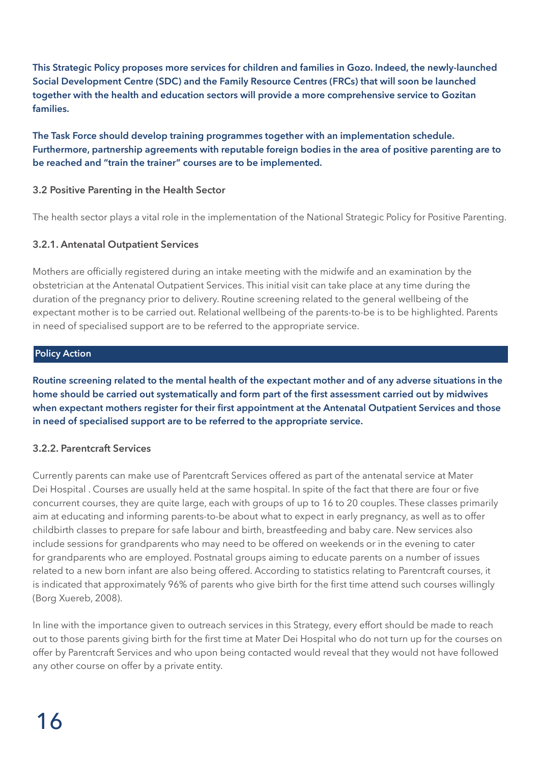**This Strategic Policy proposes more services for children and families in Gozo. Indeed, the newly-launched Social Development Centre (SDC) and the Family Resource Centres (FRCs) that will soon be launched together with the health and education sectors will provide a more comprehensive service to Gozitan families.**

**The Task Force should develop training programmes together with an implementation schedule. Furthermore, partnership agreements with reputable foreign bodies in the area of positive parenting are to be reached and "train the trainer" courses are to be implemented.**

### 3.2 Positive Parenting in the Health Sector

The health sector plays a vital role in the implementation of the National Strategic Policy for Positive Parenting.

#### 3.2.1. Antenatal Outpatient Services

Mothers are officially registered during an intake meeting with the midwife and an examination by the obstetrician at the Antenatal Outpatient Services. This initial visit can take place at any time during the duration of the pregnancy prior to delivery. Routine screening related to the general wellbeing of the expectant mother is to be carried out. Relational wellbeing of the parents-to-be is to be highlighted. Parents in need of specialised support are to be referred to the appropriate service.

**Policy Action**

**Routine screening related to the mental health of the expectant mother and of any adverse situations in the home should be carried out systematically and form part of the first assessment carried out by midwives when expectant mothers register for their first appointment at the Antenatal Outpatient Services and those in need of specialised support are to be referred to the appropriate service.**

#### 3.2.2. Parentcraft Services

Currently parents can make use of Parentcraft Services offered as part of the antenatal service at Mater Dei Hospital . Courses are usually held at the same hospital. In spite of the fact that there are four or five concurrent courses, they are quite large, each with groups of up to 16 to 20 couples. These classes primarily aim at educating and informing parents-to-be about what to expect in early pregnancy, as well as to offer childbirth classes to prepare for safe labour and birth, breastfeeding and baby care. New services also include sessions for grandparents who may need to be offered on weekends or in the evening to cater for grandparents who are employed. Postnatal groups aiming to educate parents on a number of issues related to a new born infant are also being offered. According to statistics relating to Parentcraft courses, it is indicated that approximately 96% of parents who give birth for the first time attend such courses willingly (Borg Xuereb, 2008).

In line with the importance given to outreach services in this Strategy, every effort should be made to reach out to those parents giving birth for the first time at Mater Dei Hospital who do not turn up for the courses on offer by Parentcraft Services and who upon being contacted would reveal that they would not have followed any other course on offer by a private entity.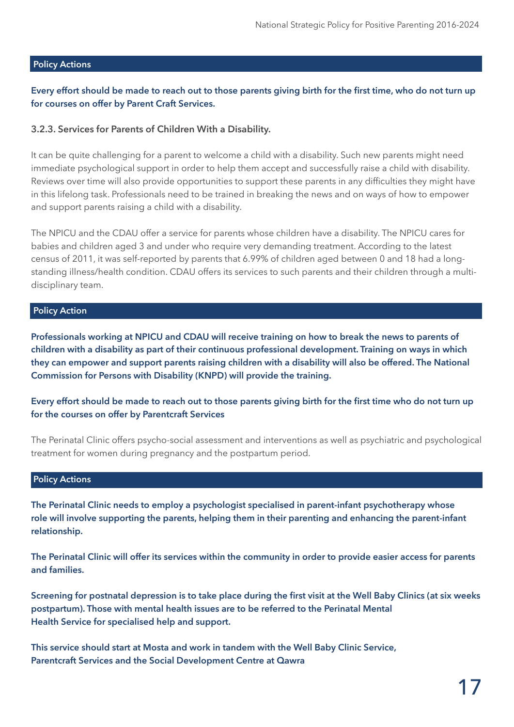**Policy Actions**

**Every effort should be made to reach out to those parents giving birth for the first time, who do not turn up for courses on offer by Parent Craft Services.**

### 3.2.3. Services for Parents of Children With a Disability.

It can be quite challenging for a parent to welcome a child with a disability. Such new parents might need immediate psychological support in order to help them accept and successfully raise a child with disability. Reviews over time will also provide opportunities to support these parents in any difficulties they might have in this lifelong task. Professionals need to be trained in breaking the news and on ways of how to empower and support parents raising a child with a disability.

The NPICU and the CDAU offer a service for parents whose children have a disability. The NPICU cares for babies and children aged 3 and under who require very demanding treatment. According to the latest census of 2011, it was self-reported by parents that 6.99% of children aged between 0 and 18 had a long-standing illness/health condition. CDAU offers its services to such parents and their children through a multi-disciplinary team.

**Policy Action**

**Professionals working at NPICU and CDAU will receive training on how to break the news to parents of children with a disability as part of their continuous professional development. Training on ways in which they can empower and support parents raising children with a disability will also be offered. The National Commission for Persons with Disability (KNPD) will provide the training.**

**Every effort should be made to reach out to those parents giving birth for the first time who do not turn up for the courses on offer by Parentcraft Services**

The Perinatal Clinic offers psycho-social assessment and interventions as well as psychiatric and psychological treatment for women during pregnancy and the postpartum period.

**Policy Actions**

**The Perinatal Clinic needs to employ a psychologist specialised in parent-infant psychotherapy whose role will involve supporting the parents, helping them in their parenting and enhancing the parent-infant relationship.**

**The Perinatal Clinic will offer its services within the community in order to provide easier access for parents and families.**

**Screening for postnatal depression is to take place during the first visit at the Well Baby Clinics (at six weeks postpartum). Those with mental health issues are to be referred to the Perinatal Mental Health Service for specialised help and support.**

**This service should start at Mosta and work in tandem with the Well Baby Clinic Service, Parentcraft Services and the Social Development Centre at Qawra**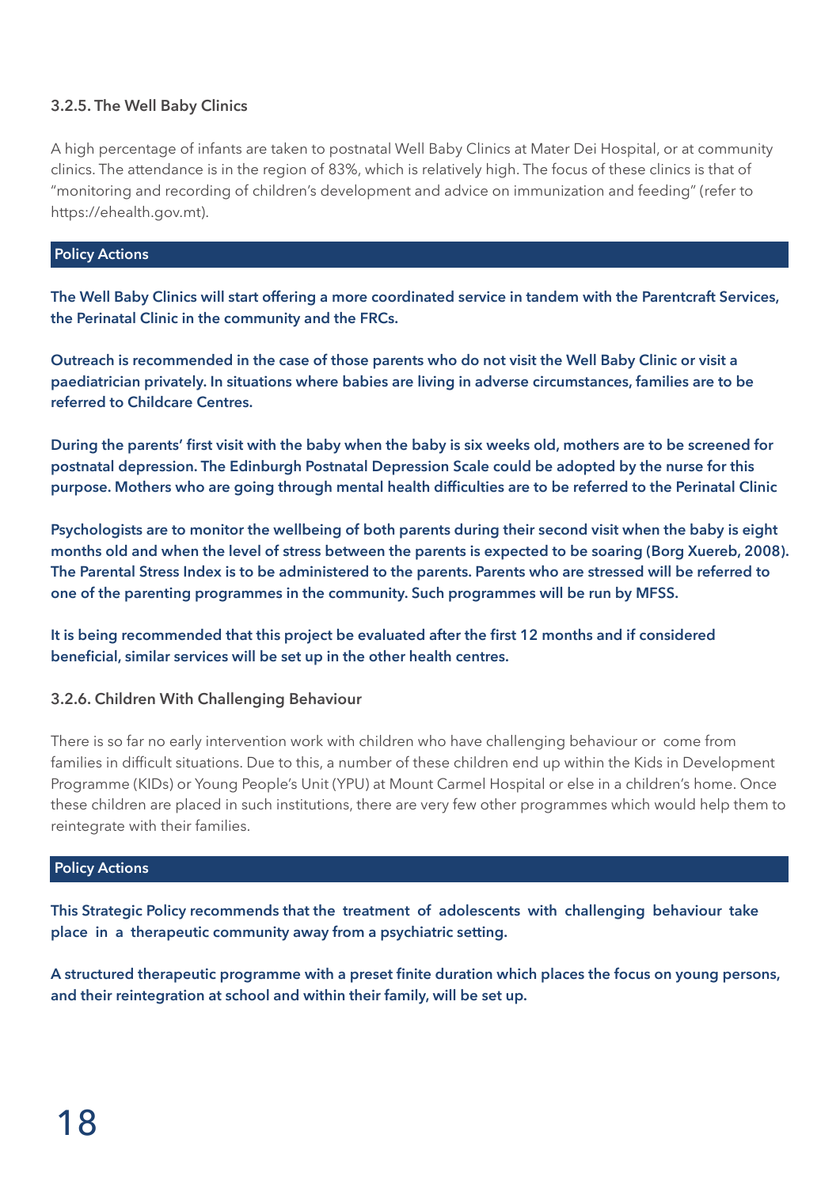### 3.2.5. The Well Baby Clinics

A high percentage of infants are taken to postnatal Well Baby Clinics at Mater Dei Hospital, or at community clinics. The attendance is in the region of 83%, which is relatively high. The focus of these clinics is that of "monitoring and recording of children's development and advice on immunization and feeding" (refer to https://ehealth.gov.mt).

#### Policy Actions

**The Well Baby Clinics will start offering a more coordinated service in tandem with the Parentcraft Services, the Perinatal Clinic in the community and the FRCs.**

**Outreach is recommended in the case of those parents who do not visit the Well Baby Clinic or visit a paediatrician privately. In situations where babies are living in adverse circumstances, families are to be referred to Childcare Centres.**

**During the parents' first visit with the baby when the baby is six weeks old, mothers are to be screened for postnatal depression. The Edinburgh Postnatal Depression Scale could be adopted by the nurse for this purpose. Mothers who are going through mental health difficulties are to be referred to the Perinatal Clinic**

**Psychologists are to monitor the wellbeing of both parents during their second visit when the baby is eight months old and when the level of stress between the parents is expected to be soaring (Borg Xuereb, 2008). The Parental Stress Index is to be administered to the parents. Parents who are stressed will be referred to one of the parenting programmes in the community. Such programmes will be run by MFSS.**

**It is being recommended that this project be evaluated after the first 12 months and if considered beneficial, similar services will be set up in the other health centres.**

### 3.2.6. Children With Challenging Behaviour

There is so far no early intervention work with children who have challenging behaviour or come from families in difficult situations. Due to this, a number of these children end up within the Kids in Development Programme (KIDs) or Young People's Unit (YPU) at Mount Carmel Hospital or else in a children's home. Once these children are placed in such institutions, there are very few other programmes which would help them to reintegrate with their families.

#### Policy Actions

**This Strategic Policy recommends that the treatment of adolescents with challenging behaviour take place in a therapeutic community away from a psychiatric setting.**

**A structured therapeutic programme with a preset finite duration which places the focus on young persons, and their reintegration at school and within their family, will be set up.**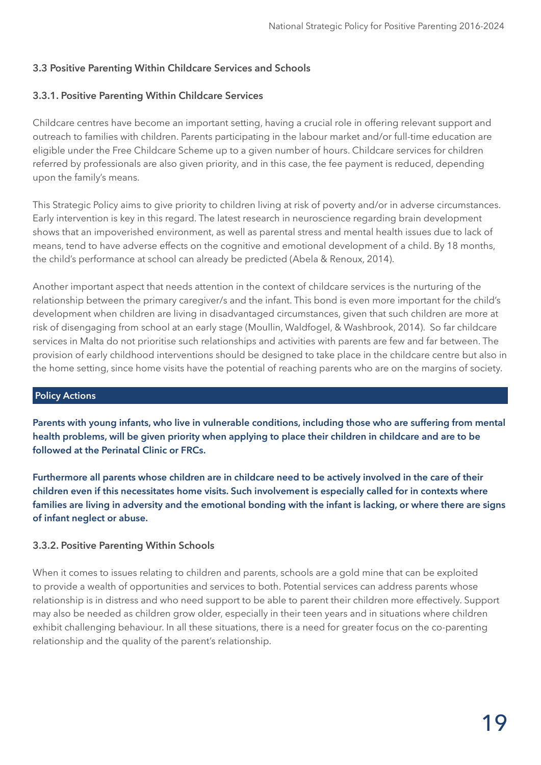### 3.3 Positive Parenting Within Childcare Services and Schools

#### 3.3.1. Positive Parenting Within Childcare Services

Childcare centres have become an important setting, having a crucial role in offering relevant support and outreach to families with children. Parents participating in the labour market and/or full-time education are eligible under the Free Childcare Scheme up to a given number of hours. Childcare services for children referred by professionals are also given priority, and in this case, the fee payment is reduced, depending upon the family's means.

This Strategic Policy aims to give priority to children living at risk of poverty and/or in adverse circumstances. Early intervention is key in this regard. The latest research in neuroscience regarding brain development shows that an impoverished environment, as well as parental stress and mental health issues due to lack of means, tend to have adverse effects on the cognitive and emotional development of a child. By 18 months, the child's performance at school can already be predicted (Abela & Renoux, 2014).

Another important aspect that needs attention in the context of childcare services is the nurturing of the relationship between the primary caregiver/s and the infant. This bond is even more important for the child's development when children are living in disadvantaged circumstances, given that such children are more at risk of disengaging from school at an early stage (Moullin, Waldfogel, & Washbrook, 2014). So far childcare services in Malta do not prioritise such relationships and activities with parents are few and far between. The provision of early childhood interventions should be designed to take place in the childcare centre but also in the home setting, since home visits have the potential of reaching parents who are on the margins of society.

**Policy Actions**

**Parents with young infants, who live in vulnerable conditions, including those who are suffering from mental health problems, will be given priority when applying to place their children in childcare and are to be followed at the Perinatal Clinic or FRCs.**

**Furthermore all parents whose children are in childcare need to be actively involved in the care of their children even if this necessitates home visits. Such involvement is especially called for in contexts where families are living in adversity and the emotional bonding with the infant is lacking, or where there are signs of infant neglect or abuse.**

#### 3.3.2. Positive Parenting Within Schools

When it comes to issues relating to children and parents, schools are a gold mine that can be exploited to provide a wealth of opportunities and services to both. Potential services can address parents whose relationship is in distress and who need support to be able to parent their children more effectively. Support may also be needed as children grow older, especially in their teen years and in situations where children exhibit challenging behaviour. In all these situations, there is a need for greater focus on the co-parenting relationship and the quality of the parent's relationship.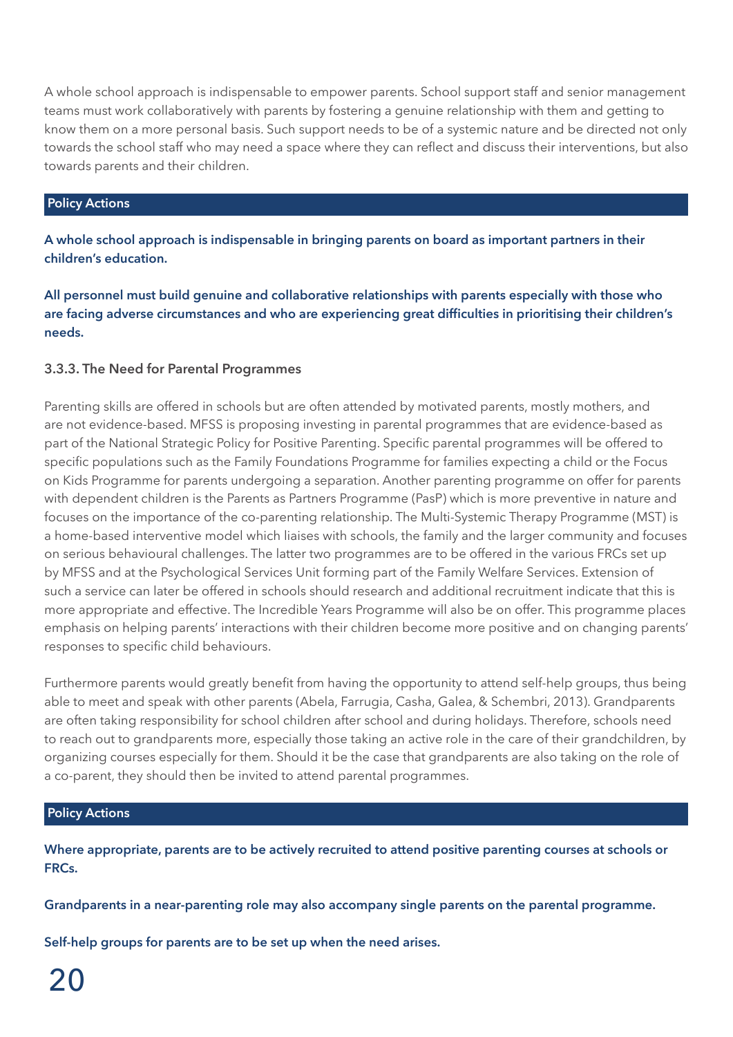A whole school approach is indispensable to empower parents. School support staff and senior management teams must work collaboratively with parents by fostering a genuine relationship with them and getting to know them on a more personal basis. Such support needs to be of a systemic nature and be directed not only towards the school staff who may need a space where they can reflect and discuss their interventions, but also towards parents and their children.

**Policy Actions**

**A whole school approach is indispensable in bringing parents on board as important partners in their children's education.**

**All personnel must build genuine and collaborative relationships with parents especially with those who are facing adverse circumstances and who are experiencing great difficulties in prioritising their children's needs.**

### 3.3.3. The Need for Parental Programmes

Parenting skills are offered in schools but are often attended by motivated parents, mostly mothers, and are not evidence-based. MFSS is proposing investing in parental programmes that are evidence-based as part of the National Strategic Policy for Positive Parenting. Specific parental programmes will be offered to specific populations such as the Family Foundations Programme for families expecting a child or the Focus on Kids Programme for parents undergoing a separation. Another parenting programme on offer for parents with dependent children is the Parents as Partners Programme (PasP) which is more preventive in nature and focuses on the importance of the co-parenting relationship. The Multi-Systemic Therapy Programme (MST) is a home-based interventive model which liaises with schools, the family and the larger community and focuses on serious behavioural challenges. The latter two programmes are to be offered in the various FRCs set up by MFSS and at the Psychological Services Unit forming part of the Family Welfare Services. Extension of such a service can later be offered in schools should research and additional recruitment indicate that this is more appropriate and effective. The Incredible Years Programme will also be on offer. This programme places emphasis on helping parents' interactions with their children become more positive and on changing parents' responses to specific child behaviours.

Furthermore parents would greatly benefit from having the opportunity to attend self-help groups, thus being able to meet and speak with other parents (Abela, Farrugia, Casha, Galea, & Schembri, 2013). Grandparents are often taking responsibility for school children after school and during holidays. Therefore, schools need to reach out to grandparents more, especially those taking an active role in the care of their grandchildren, by organizing courses especially for them. Should it be the case that grandparents are also taking on the role of a co-parent, they should then be invited to attend parental programmes.

**Policy Actions**

**Where appropriate, parents are to be actively recruited to attend positive parenting courses at schools or FRCs.**

**Grandparents in a near-parenting role may also accompany single parents on the parental programme.**

**Self-help groups for parents are to be set up when the need arises.**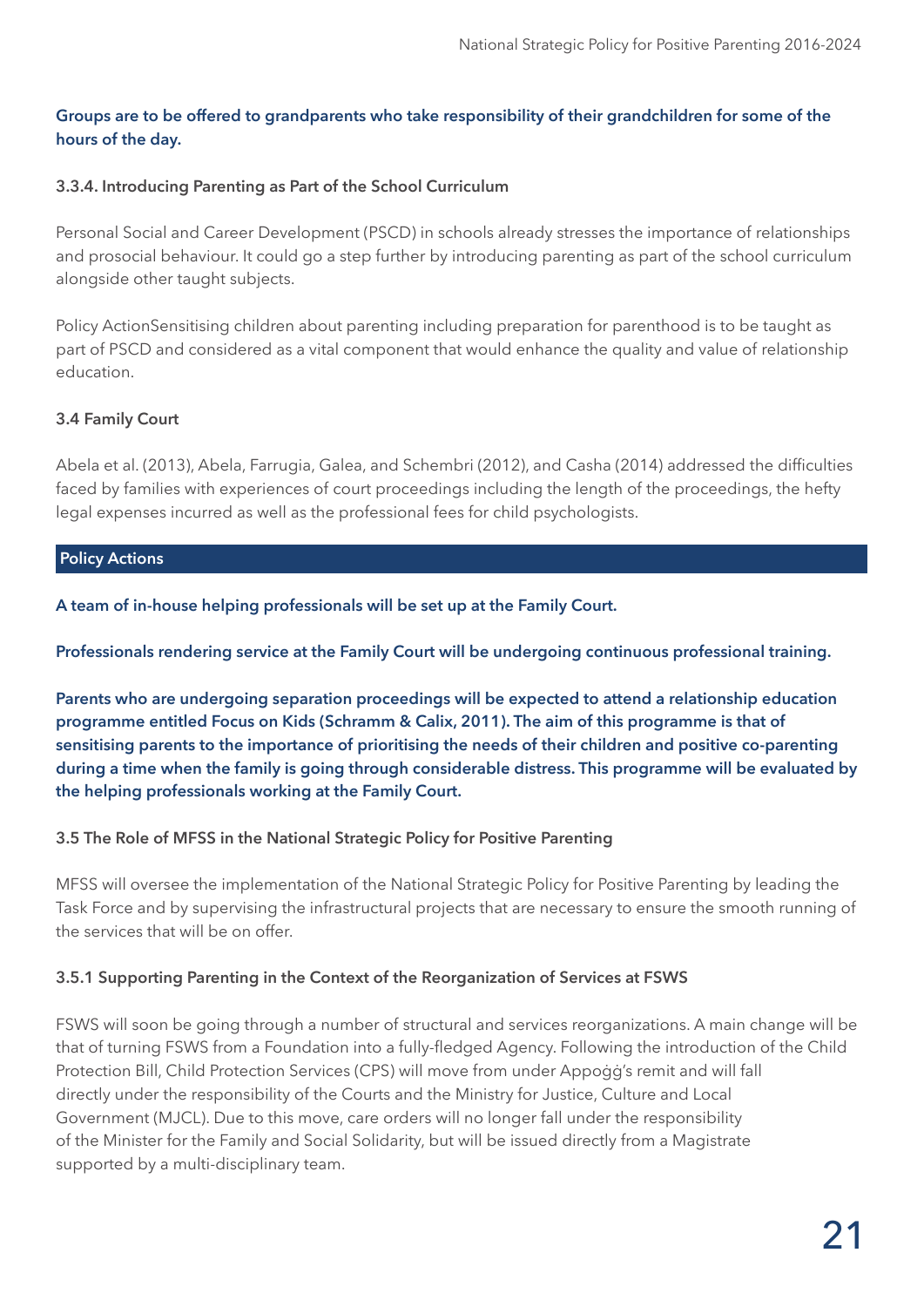**Groups are to be offered to grandparents who take responsibility of their grandchildren for some of the hours of the day.**

#### 3.3.4. Introducing Parenting as Part of the School Curriculum

Personal Social and Career Development (PSCD) in schools already stresses the importance of relationships and prosocial behaviour. It could go a step further by introducing parenting as part of the school curriculum alongside other taught subjects.

Policy ActionSensitising children about parenting including preparation for parenthood is to be taught as part of PSCD and considered as a vital component that would enhance the quality and value of relationship education.

### 3.4 Family Court

Abela et al. (2013), Abela, Farrugia, Galea, and Schembri (2012), and Casha (2014) addressed the difficulties faced by families with experiences of court proceedings including the length of the proceedings, the hefty legal expenses incurred as well as the professional fees for child psychologists.

**Policy Actions**

**A team of in-house helping professionals will be set up at the Family Court.**

**Professionals rendering service at the Family Court will be undergoing continuous professional training.**

**Parents who are undergoing separation proceedings will be expected to attend a relationship education programme entitled Focus on Kids (Schramm & Calix, 2011). The aim of this programme is that of sensitising parents to the importance of prioritising the needs of their children and positive co-parenting during a time when the family is going through considerable distress. This programme will be evaluated by the helping professionals working at the Family Court.**

### 3.5 The Role of MFSS in the National Strategic Policy for Positive Parenting

MFSS will oversee the implementation of the National Strategic Policy for Positive Parenting by leading the Task Force and by supervising the infrastructural projects that are necessary to ensure the smooth running of the services that will be on offer.

#### 3.5.1 Supporting Parenting in the Context of the Reorganization of Services at FSWS

FSWS will soon be going through a number of structural and services reorganizations. A main change will be that of turning FSWS from a Foundation into a fully-fledged Agency. Following the introduction of the Child Protection Bill, Child Protection Services (CPS) will move from under Appoġġ's remit and will fall directly under the responsibility of the Courts and the Ministry for Justice, Culture and Local Government (MJCL). Due to this move, care orders will no longer fall under the responsibility of the Minister for the Family and Social Solidarity, but will be issued directly from a Magistrate supported by a multi-disciplinary team.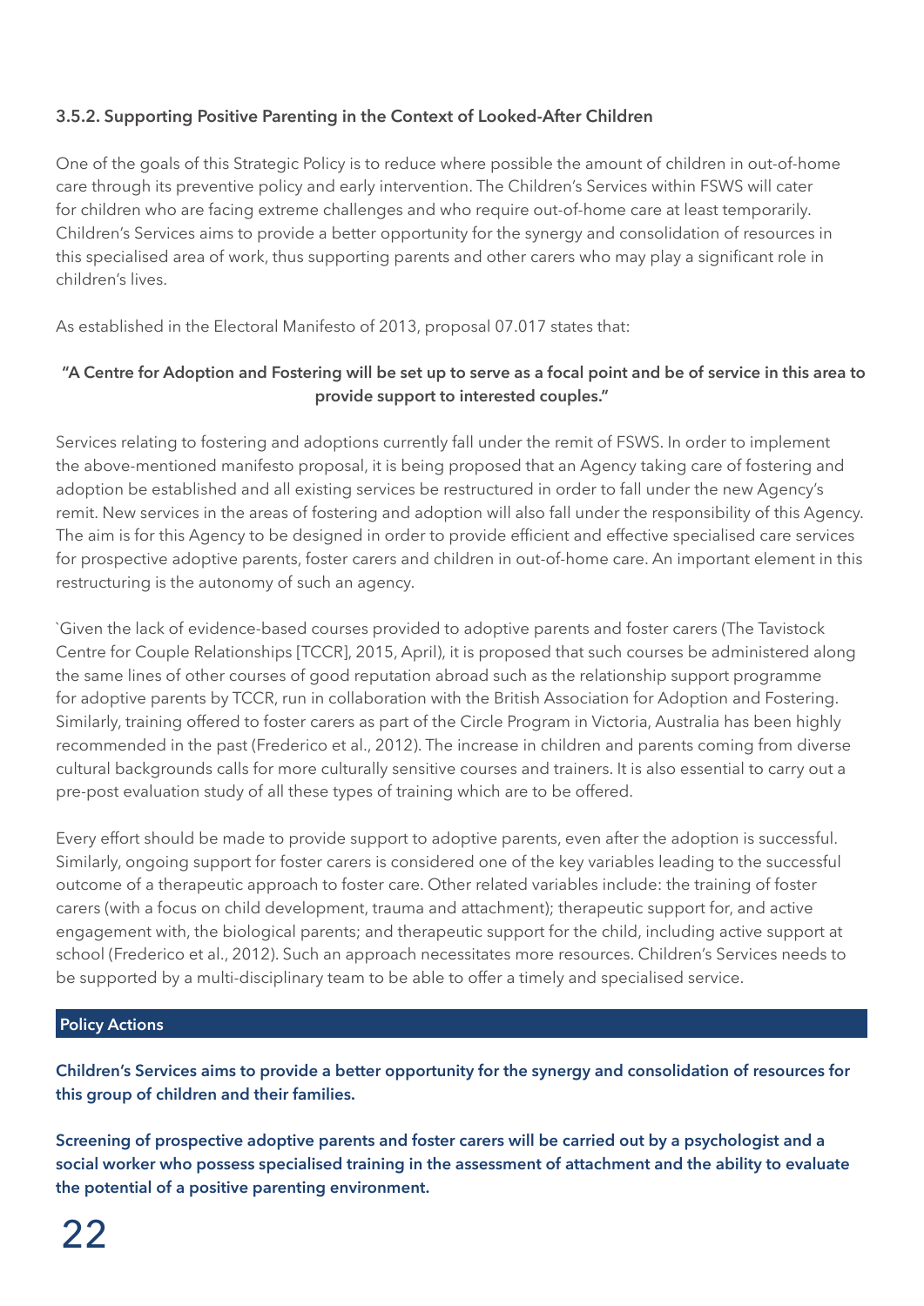### 3.5.2. Supporting Positive Parenting in the Context of Looked-After Children

One of the goals of this Strategic Policy is to reduce where possible the amount of children in out-of-home care through its preventive policy and early intervention. The Children's Services within FSWS will cater for children who are facing extreme challenges and who require out-of-home care at least temporarily. Children's Services aims to provide a better opportunity for the synergy and consolidation of resources in this specialised area of work, thus supporting parents and other carers who may play a significant role in children's lives.

As established in the Electoral Manifesto of 2013, proposal 07.017 states that:

**"A Centre for Adoption and Fostering will be set up to serve as a focal point and be of service in this area to provide support to interested couples."**

Services relating to fostering and adoptions currently fall under the remit of FSWS. In order to implement the above-mentioned manifesto proposal, it is being proposed that an Agency taking care of fostering and adoption be established and all existing services be restructured in order to fall under the new Agency's remit. New services in the areas of fostering and adoption will also fall under the responsibility of this Agency. The aim is for this Agency to be designed in order to provide efficient and effective specialised care services for prospective adoptive parents, foster carers and children in out-of-home care. An important element in this restructuring is the autonomy of such an agency.

`Given the lack of evidence-based courses provided to adoptive parents and foster carers (The Tavistock Centre for Couple Relationships [TCCR], 2015, April), it is proposed that such courses be administered along the same lines of other courses of good reputation abroad such as the relationship support programme for adoptive parents by TCCR, run in collaboration with the British Association for Adoption and Fostering. Similarly, training offered to foster carers as part of the Circle Program in Victoria, Australia has been highly recommended in the past (Frederico et al., 2012). The increase in children and parents coming from diverse cultural backgrounds calls for more culturally sensitive courses and trainers. It is also essential to carry out a pre-post evaluation study of all these types of training which are to be offered.

Every effort should be made to provide support to adoptive parents, even after the adoption is successful. Similarly, ongoing support for foster carers is considered one of the key variables leading to the successful outcome of a therapeutic approach to foster care. Other related variables include: the training of foster carers (with a focus on child development, trauma and attachment); therapeutic support for, and active engagement with, the biological parents; and therapeutic support for the child, including active support at school (Frederico et al., 2012). Such an approach necessitates more resources. Children's Services needs to be supported by a multi-disciplinary team to be able to offer a timely and specialised service.

**Policy Actions**

**Children's Services aims to provide a better opportunity for the synergy and consolidation of resources for this group of children and their families.**

**Screening of prospective adoptive parents and foster carers will be carried out by a psychologist and a social worker who possess specialised training in the assessment of attachment and the ability to evaluate the potential of a positive parenting environment.**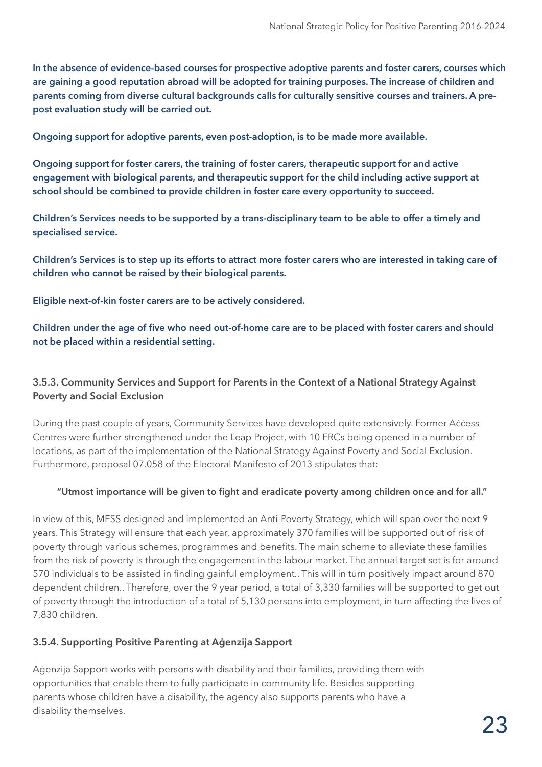**In the absence of evidence-based courses for prospective adoptive parents and foster carers, courses which are gaining a good reputation abroad will be adopted for training purposes. The increase of children and parents coming from diverse cultural backgrounds calls for culturally sensitive courses and trainers. A pre-post evaluation study will be carried out.**

**Ongoing support for adoptive parents, even post-adoption, is to be made more available.**

**Ongoing support for foster carers, the training of foster carers, therapeutic support for and active engagement with biological parents, and therapeutic support for the child including active support at school should be combined to provide children in foster care every opportunity to succeed.**

**Children's Services needs to be supported by a trans-disciplinary team to be able to offer a timely and specialised service.**

**Children's Services is to step up its efforts to attract more foster carers who are interested in taking care of children who cannot be raised by their biological parents.**

**Eligible next-of-kin foster carers are to be actively considered.**

**Children under the age of five who need out-of-home care are to be placed with foster carers and should not be placed within a residential setting.**

### 3.5.3. Community Services and Support for Parents in the Context of a National Strategy Against Poverty and Social Exclusion

During the past couple of years, Community Services have developed quite extensively. Former Aċċess Centres were further strengthened under the Leap Project, with 10 FRCs being opened in a number of locations, as part of the implementation of the National Strategy Against Poverty and Social Exclusion. Furthermore, proposal 07.058 of the Electoral Manifesto of 2013 stipulates that:

> **"Utmost importance will be given to fight and eradicate poverty among children once and for all."**

In view of this, MFSS designed and implemented an Anti-Poverty Strategy, which will span over the next 9 years. This Strategy will ensure that each year, approximately 370 families will be supported out of risk of poverty through various schemes, programmes and benefits. The main scheme to alleviate these families from the risk of poverty is through the engagement in the labour market. The annual target set is for around 570 individuals to be assisted in finding gainful employment.. This will in turn positively impact around 870 dependent children.. Therefore, over the 9 year period, a total of 3,330 families will be supported to get out of poverty through the introduction of a total of 5,130 persons into employment, in turn affecting the lives of 7,830 children.

### 3.5.4. Supporting Positive Parenting at Aġenzija Sapport

Aġenzija Sapport works with persons with disability and their families, providing them with opportunities that enable them to fully participate in community life. Besides supporting parents whose children have a disability, the agency also supports parents who have a disability themselves.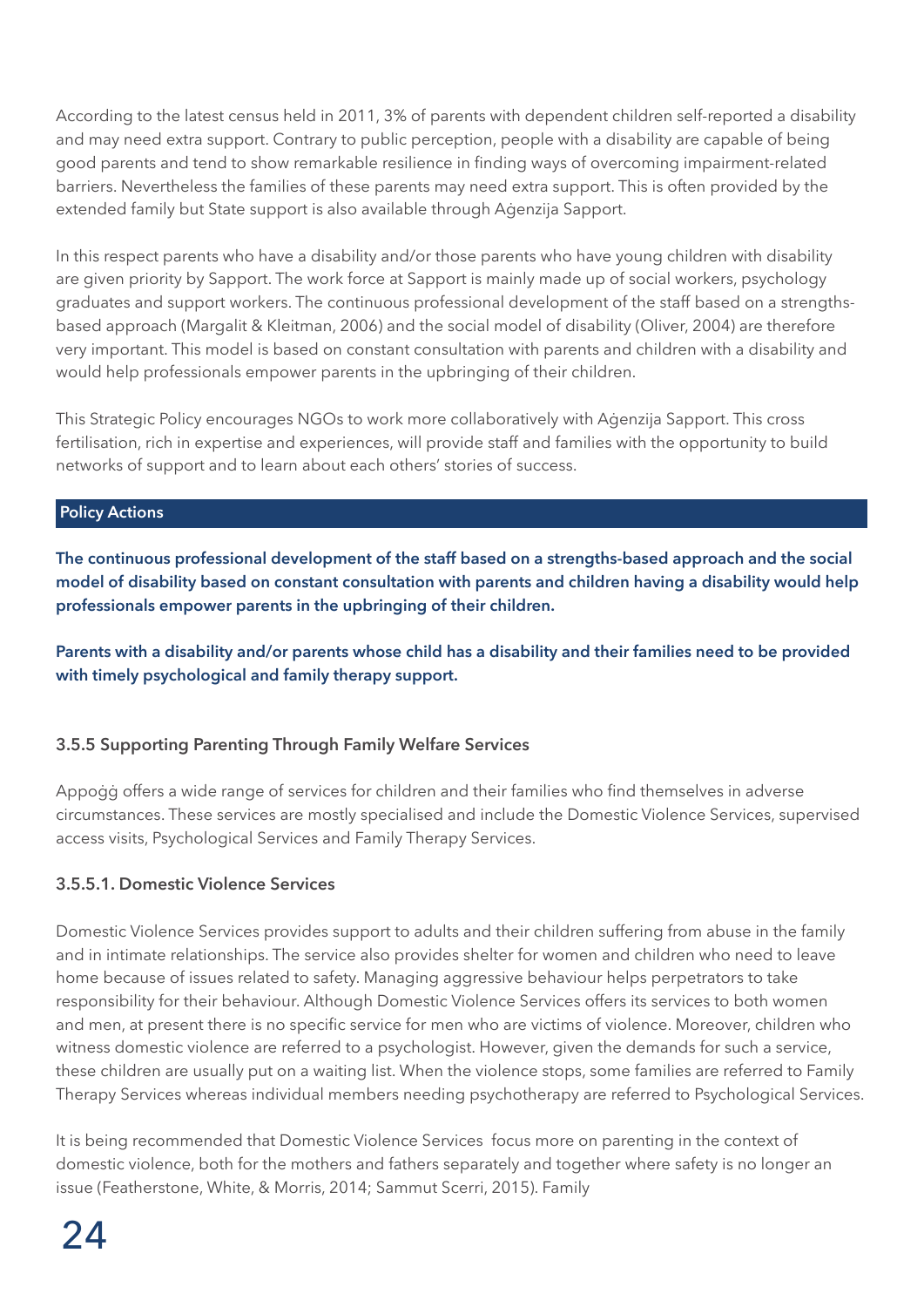According to the latest census held in 2011, 3% of parents with dependent children self-reported a disability and may need extra support. Contrary to public perception, people with a disability are capable of being good parents and tend to show remarkable resilience in finding ways of overcoming impairment-related barriers. Nevertheless the families of these parents may need extra support. This is often provided by the extended family but State support is also available through Aġenzija Sapport.

In this respect parents who have a disability and/or those parents who have young children with disability are given priority by Sapport. The work force at Sapport is mainly made up of social workers, psychology graduates and support workers. The continuous professional development of the staff based on a strengths-based approach (Margalit & Kleitman, 2006) and the social model of disability (Oliver, 2004) are therefore very important. This model is based on constant consultation with parents and children with a disability and would help professionals empower parents in the upbringing of their children.

This Strategic Policy encourages NGOs to work more collaboratively with Aġenzija Sapport. This cross fertilisation, rich in expertise and experiences, will provide staff and families with the opportunity to build networks of support and to learn about each others' stories of success.

**Policy Actions**

**The continuous professional development of the staff based on a strengths-based approach and the social model of disability based on constant consultation with parents and children having a disability would help professionals empower parents in the upbringing of their children.**

**Parents with a disability and/or parents whose child has a disability and their families need to be provided with timely psychological and family therapy support.**

### 3.5.5 Supporting Parenting Through Family Welfare Services

Appoġġ offers a wide range of services for children and their families who find themselves in adverse circumstances. These services are mostly specialised and include the Domestic Violence Services, supervised access visits, Psychological Services and Family Therapy Services.

#### 3.5.5.1. Domestic Violence Services

Domestic Violence Services provides support to adults and their children suffering from abuse in the family and in intimate relationships. The service also provides shelter for women and children who need to leave home because of issues related to safety. Managing aggressive behaviour helps perpetrators to take responsibility for their behaviour. Although Domestic Violence Services offers its services to both women and men, at present there is no specific service for men who are victims of violence. Moreover, children who witness domestic violence are referred to a psychologist. However, given the demands for such a service, these children are usually put on a waiting list. When the violence stops, some families are referred to Family Therapy Services whereas individual members needing psychotherapy are referred to Psychological Services.

It is being recommended that Domestic Violence Services focus more on parenting in the context of domestic violence, both for the mothers and fathers separately and together where safety is no longer an issue (Featherstone, White, & Morris, 2014; Sammut Scerri, 2015). Family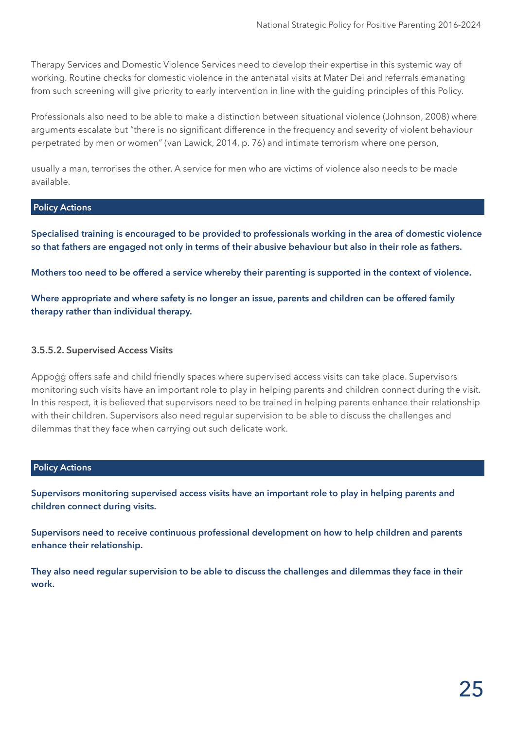Therapy Services and Domestic Violence Services need to develop their expertise in this systemic way of working. Routine checks for domestic violence in the antenatal visits at Mater Dei and referrals emanating from such screening will give priority to early intervention in line with the guiding principles of this Policy.

Professionals also need to be able to make a distinction between situational violence (Johnson, 2008) where arguments escalate but "there is no significant difference in the frequency and severity of violent behaviour perpetrated by men or women" (van Lawick, 2014, p. 76) and intimate terrorism where one person, usually a man, terrorises the other. A service for men who are victims of violence also needs to be made available.

### Policy Actions

**Specialised training is encouraged to be provided to professionals working in the area of domestic violence so that fathers are engaged not only in terms of their abusive behaviour but also in their role as fathers.**

**Mothers too need to be offered a service whereby their parenting is supported in the context of violence.**

**Where appropriate and where safety is no longer an issue, parents and children can be offered family therapy rather than individual therapy.**

#### 3.5.5.2. Supervised Access Visits

Appoġġ offers safe and child friendly spaces where supervised access visits can take place. Supervisors monitoring such visits have an important role to play in helping parents and children connect during the visit. In this respect, it is believed that supervisors need to be trained in helping parents enhance their relationship with their children. Supervisors also need regular supervision to be able to discuss the challenges and dilemmas that they face when carrying out such delicate work.

### Policy Actions

**Supervisors monitoring supervised access visits have an important role to play in helping parents and children connect during visits.**

**Supervisors need to receive continuous professional development on how to help children and parents enhance their relationship.**

**They also need regular supervision to be able to discuss the challenges and dilemmas they face in their work.**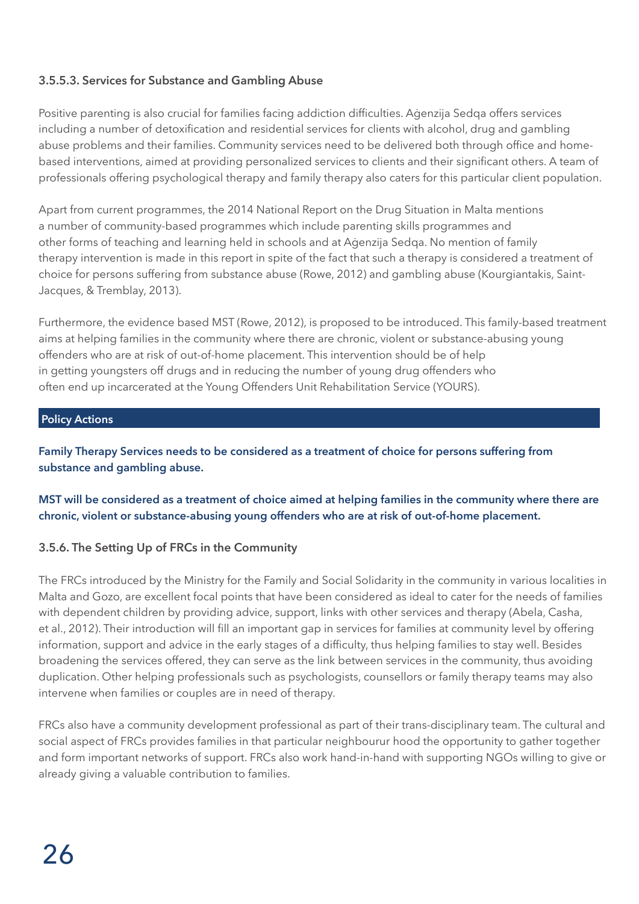#### 3.5.5.3. Services for Substance and Gambling Abuse

Positive parenting is also crucial for families facing addiction difficulties. Aġenzija Sedqa offers services including a number of detoxification and residential services for clients with alcohol, drug and gambling abuse problems and their families. Community services need to be delivered both through office and home-based interventions, aimed at providing personalized services to clients and their significant others. A team of professionals offering psychological therapy and family therapy also caters for this particular client population.

Apart from current programmes, the 2014 National Report on the Drug Situation in Malta mentions a number of community-based programmes which include parenting skills programmes and other forms of teaching and learning held in schools and at Aġenzija Sedqa. No mention of family therapy intervention is made in this report in spite of the fact that such a therapy is considered a treatment of choice for persons suffering from substance abuse (Rowe, 2012) and gambling abuse (Kourgiantakis, Saint-Jacques, & Tremblay, 2013).

Furthermore, the evidence based MST (Rowe, 2012), is proposed to be introduced. This family-based treatment aims at helping families in the community where there are chronic, violent or substance-abusing young offenders who are at risk of out-of-home placement. This intervention should be of help in getting youngsters off drugs and in reducing the number of young drug offenders who often end up incarcerated at the Young Offenders Unit Rehabilitation Service (YOURS).

**Policy Actions**

**Family Therapy Services needs to be considered as a treatment of choice for persons suffering from substance and gambling abuse.**

**MST will be considered as a treatment of choice aimed at helping families in the community where there are chronic, violent or substance-abusing young offenders who are at risk of out-of-home placement.**

### 3.5.6. The Setting Up of FRCs in the Community

The FRCs introduced by the Ministry for the Family and Social Solidarity in the community in various localities in Malta and Gozo, are excellent focal points that have been considered as ideal to cater for the needs of families with dependent children by providing advice, support, links with other services and therapy (Abela, Casha, et al., 2012). Their introduction will fill an important gap in services for families at community level by offering information, support and advice in the early stages of a difficulty, thus helping families to stay well. Besides broadening the services offered, they can serve as the link between services in the community, thus avoiding duplication. Other helping professionals such as psychologists, counsellors or family therapy teams may also intervene when families or couples are in need of therapy.

FRCs also have a community development professional as part of their trans-disciplinary team. The cultural and social aspect of FRCs provides families in that particular neighbourur hood the opportunity to gather together and form important networks of support. FRCs also work hand-in-hand with supporting NGOs willing to give or already giving a valuable contribution to families.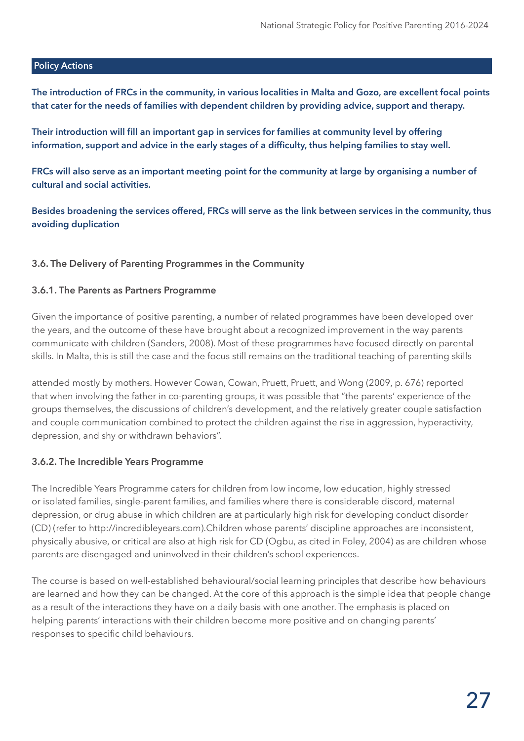**Policy Actions**

**The introduction of FRCs in the community, in various localities in Malta and Gozo, are excellent focal points that cater for the needs of families with dependent children by providing advice, support and therapy.**

**Their introduction will fill an important gap in services for families at community level by offering information, support and advice in the early stages of a difficulty, thus helping families to stay well.**

**FRCs will also serve as an important meeting point for the community at large by organising a number of cultural and social activities.**

**Besides broadening the services offered, FRCs will serve as the link between services in the community, thus avoiding duplication**

### 3.6. The Delivery of Parenting Programmes in the Community

#### 3.6.1. The Parents as Partners Programme

Given the importance of positive parenting, a number of related programmes have been developed over the years, and the outcome of these have brought about a recognized improvement in the way parents communicate with children (Sanders, 2008). Most of these programmes have focused directly on parental skills. In Malta, this is still the case and the focus still remains on the traditional teaching of parenting skills

attended mostly by mothers. However Cowan, Cowan, Pruett, Pruett, and Wong (2009, p. 676) reported that when involving the father in co-parenting groups, it was possible that "the parents' experience of the groups themselves, the discussions of children's development, and the relatively greater couple satisfaction and couple communication combined to protect the children against the rise in aggression, hyperactivity, depression, and shy or withdrawn behaviors".

#### 3.6.2. The Incredible Years Programme

The Incredible Years Programme caters for children from low income, low education, highly stressed or isolated families, single-parent families, and families where there is considerable discord, maternal depression, or drug abuse in which children are at particularly high risk for developing conduct disorder (CD) (refer to http://incredibleyears.com).Children whose parents' discipline approaches are inconsistent, physically abusive, or critical are also at high risk for CD (Ogbu, as cited in Foley, 2004) as are children whose parents are disengaged and uninvolved in their children's school experiences.

The course is based on well-established behavioural/social learning principles that describe how behaviours are learned and how they can be changed. At the core of this approach is the simple idea that people change as a result of the interactions they have on a daily basis with one another. The emphasis is placed on helping parents' interactions with their children become more positive and on changing parents' responses to specific child behaviours.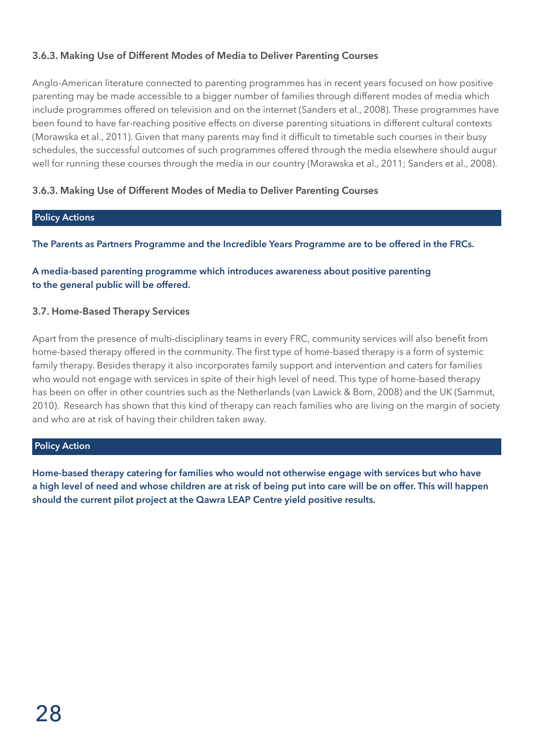### 3.6.3. Making Use of Different Modes of Media to Deliver Parenting Courses

Anglo-American literature connected to parenting programmes has in recent years focused on how positive parenting may be made accessible to a bigger number of families through different modes of media which include programmes offered on television and on the internet (Sanders et al., 2008). These programmes have been found to have far-reaching positive effects on diverse parenting situations in different cultural contexts (Morawska et al., 2011). Given that many parents may find it difficult to timetable such courses in their busy schedules, the successful outcomes of such programmes offered through the media elsewhere should augur well for running these courses through the media in our country (Morawska et al., 2011; Sanders et al., 2008).

### 3.6.3. Making Use of Different Modes of Media to Deliver Parenting Courses

**Policy Actions**

**The Parents as Partners Programme and the Incredible Years Programme are to be offered in the FRCs.**

**A media-based parenting programme which introduces awareness about positive parenting to the general public will be offered.**

### 3.7. Home-Based Therapy Services

Apart from the presence of multi-disciplinary teams in every FRC, community services will also benefit from home-based therapy offered in the community. The first type of home-based therapy is a form of systemic family therapy. Besides therapy it also incorporates family support and intervention and caters for families who would not engage with services in spite of their high level of need. This type of home-based therapy has been on offer in other countries such as the Netherlands (van Lawick & Bom, 2008) and the UK (Sammut, 2010). Research has shown that this kind of therapy can reach families who are living on the margin of society and who are at risk of having their children taken away.

**Policy Action**

**Home-based therapy catering for families who would not otherwise engage with services but who have a high level of need and whose children are at risk of being put into care will be on offer. This will happen should the current pilot project at the Qawra LEAP Centre yield positive results.**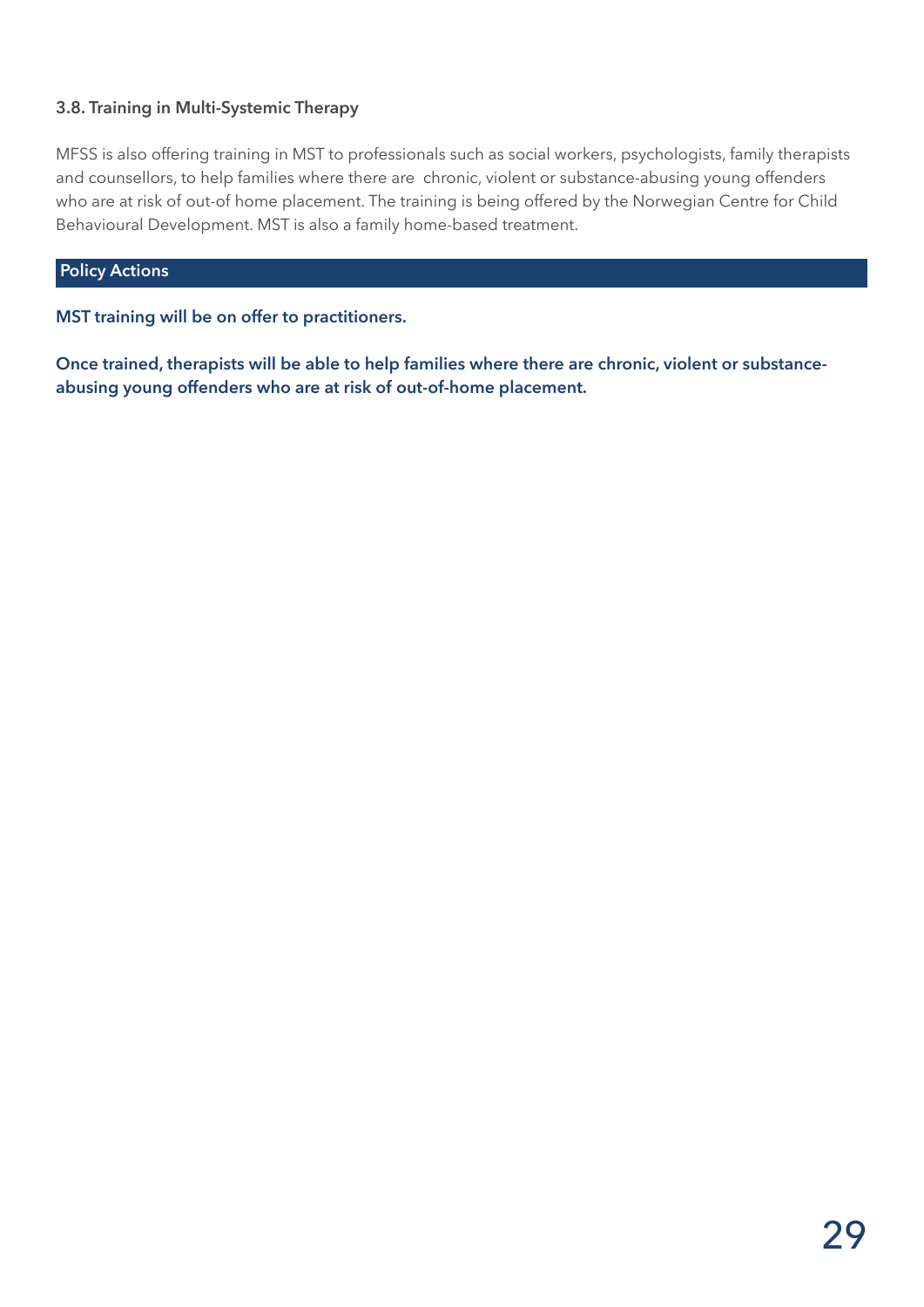### 3.8. Training in Multi-Systemic Therapy

MFSS is also offering training in MST to professionals such as social workers, psychologists, family therapists and counsellors, to help families where there are chronic, violent or substance-abusing young offenders who are at risk of out-of home placement. The training is being offered by the Norwegian Centre for Child Behavioural Development. MST is also a family home-based treatment.

**Policy Actions**

**MST training will be on offer to practitioners.**

**Once trained, therapists will be able to help families where there are chronic, violent or substance-abusing young offenders who are at risk of out-of-home placement.**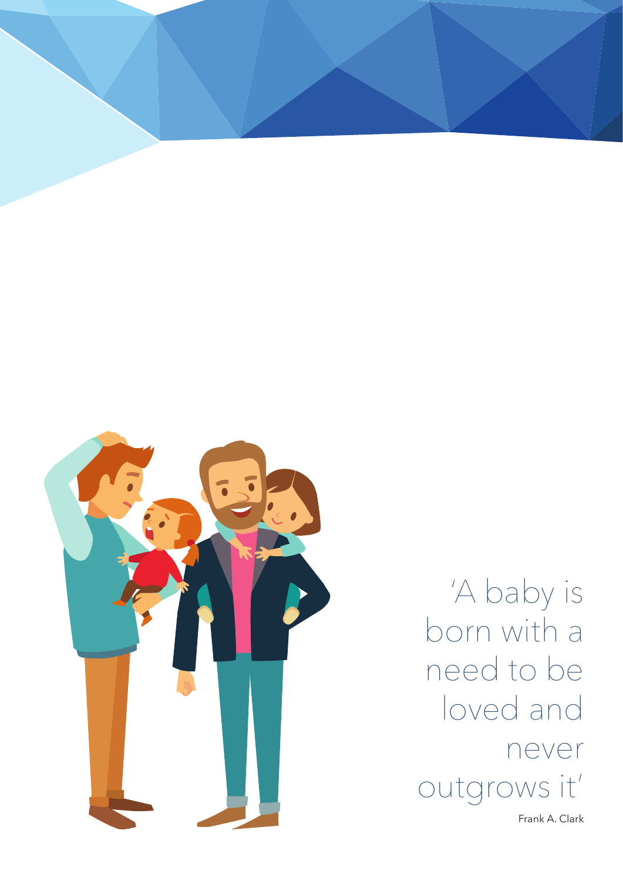'A baby is born with a need to be loved and never outgrows it'

Frank A. Clark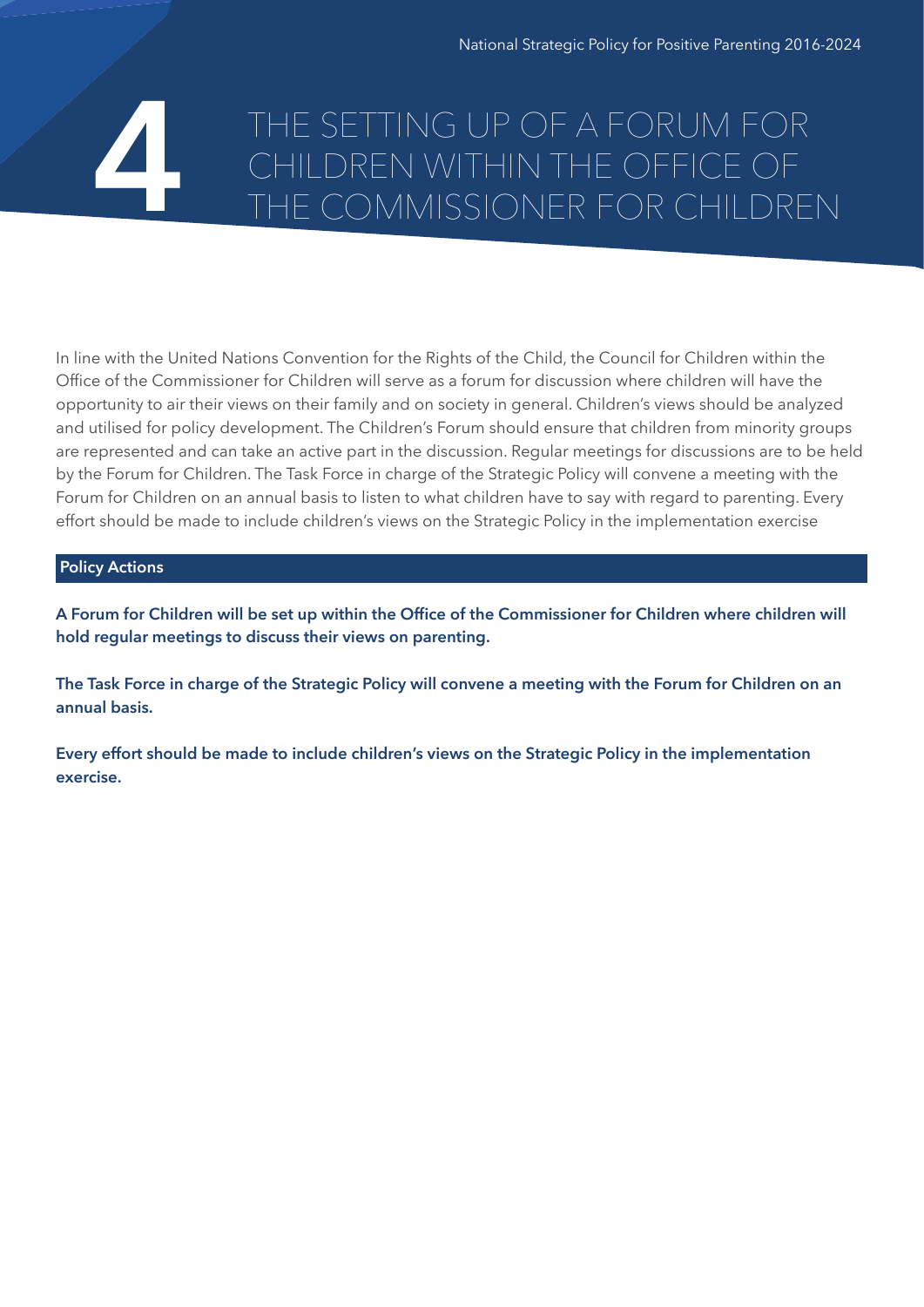# 4 THE SETTING UP OF A FORUM FOR CHILDREN WITHIN THE OFFICE OF THE COMMISSIONER FOR CHILDREN

In line with the United Nations Convention for the Rights of the Child, the Council for Children within the Office of the Commissioner for Children will serve as a forum for discussion where children will have the opportunity to air their views on their family and on society in general. Children's views should be analyzed and utilised for policy development. The Children's Forum should ensure that children from minority groups are represented and can take an active part in the discussion. Regular meetings for discussions are to be held by the Forum for Children. The Task Force in charge of the Strategic Policy will convene a meeting with the Forum for Children on an annual basis to listen to what children have to say with regard to parenting. Every effort should be made to include children's views on the Strategic Policy in the implementation exercise

**Policy Actions**

**A Forum for Children will be set up within the Office of the Commissioner for Children where children will hold regular meetings to discuss their views on parenting.**

**The Task Force in charge of the Strategic Policy will convene a meeting with the Forum for Children on an annual basis.**

**Every effort should be made to include children's views on the Strategic Policy in the implementation exercise.**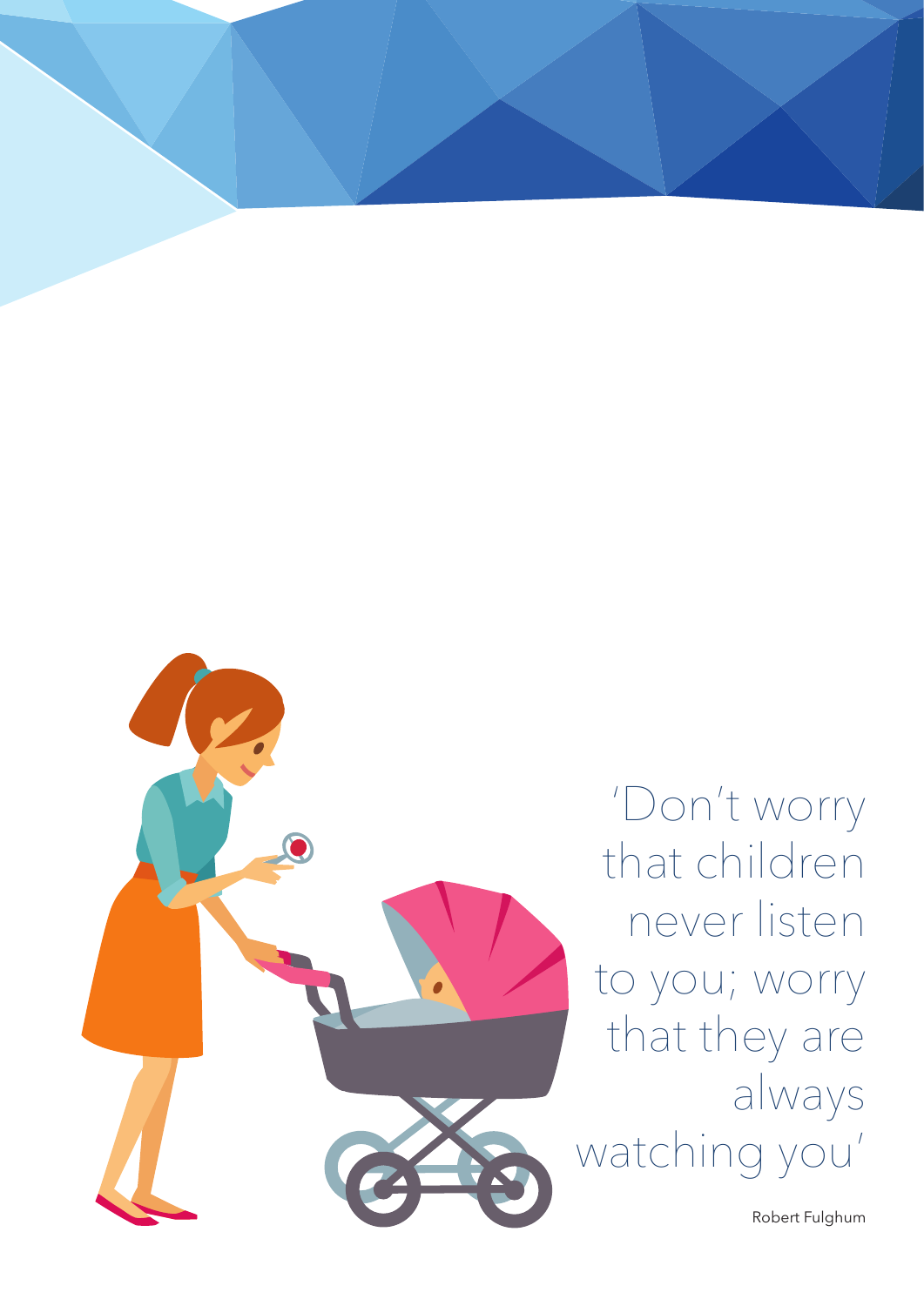'Don't worry that children never listen to you; worry that they are always watching you'

Robert Fulghum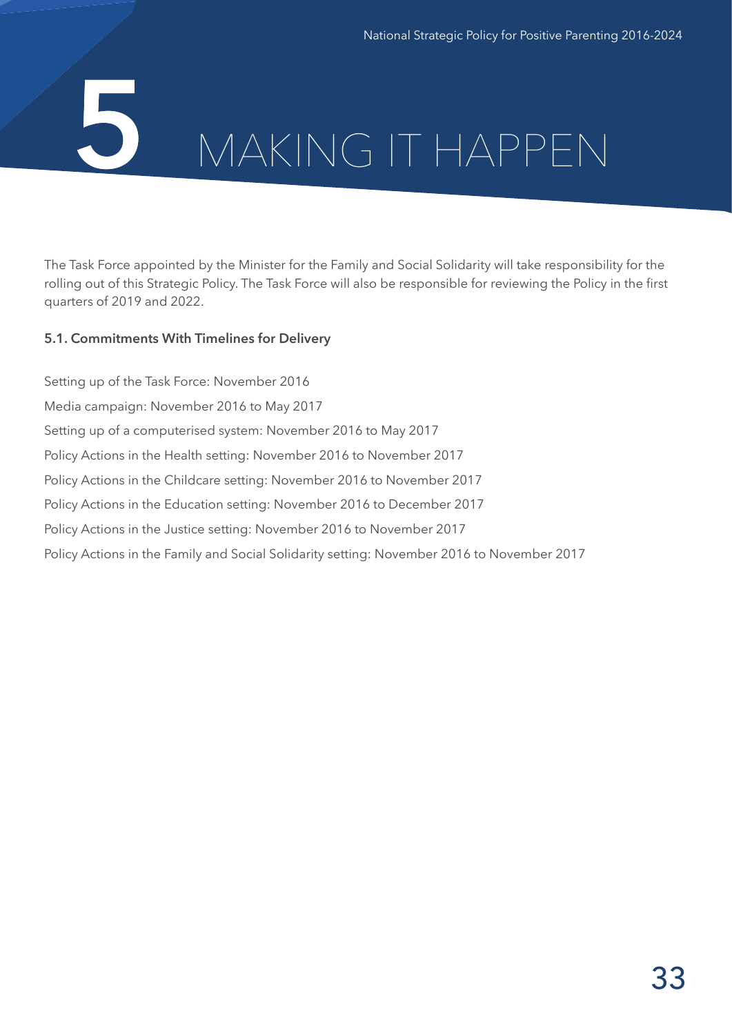# 5 MAKING IT HAPPEN

The Task Force appointed by the Minister for the Family and Social Solidarity will take responsibility for the rolling out of this Strategic Policy. The Task Force will also be responsible for reviewing the Policy in the first quarters of 2019 and 2022.

### 5.1. Commitments With Timelines for Delivery

Setting up of the Task Force: November 2016

Media campaign: November 2016 to May 2017

Setting up of a computerised system: November 2016 to May 2017

Policy Actions in the Health setting: November 2016 to November 2017

Policy Actions in the Childcare setting: November 2016 to November 2017

Policy Actions in the Education setting: November 2016 to December 2017

Policy Actions in the Justice setting: November 2016 to November 2017

Policy Actions in the Family and Social Solidarity setting: November 2016 to November 2017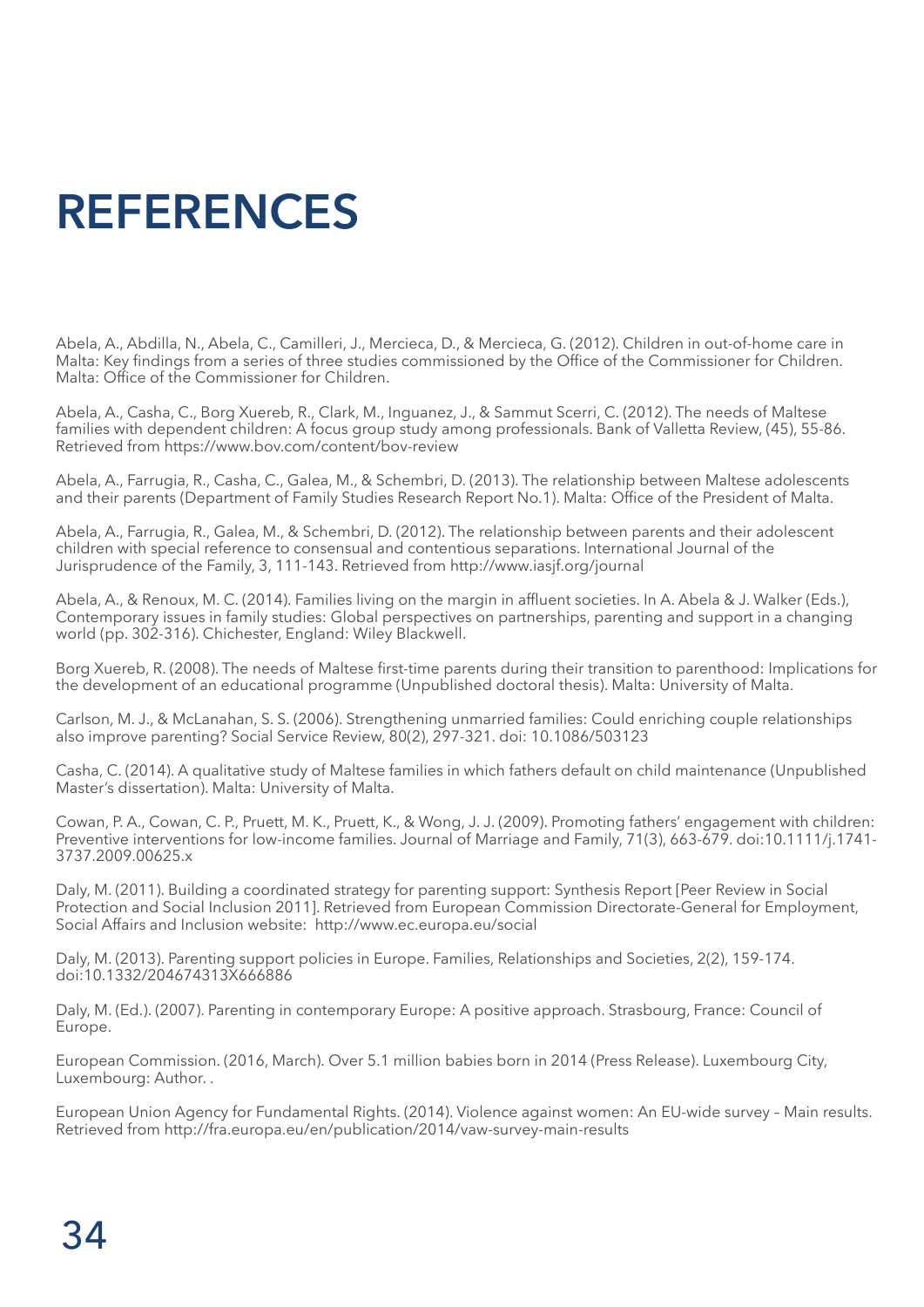# REFERENCES

Abela, A., Abdilla, N., Abela, C., Camilleri, J., Mercieca, D., & Mercieca, G. (2012). Children in out-of-home care in Malta: Key findings from a series of three studies commissioned by the Office of the Commissioner for Children. Malta: Office of the Commissioner for Children.

Abela, A., Casha, C., Borg Xuereb, R., Clark, M., Inguanez, J., & Sammut Scerri, C. (2012). The needs of Maltese families with dependent children: A focus group study among professionals. Bank of Valletta Review, (45), 55-86. Retrieved from https://www.bov.com/content/bov-review

Abela, A., Farrugia, R., Casha, C., Galea, M., & Schembri, D. (2013). The relationship between Maltese adolescents and their parents (Department of Family Studies Research Report No.1). Malta: Office of the President of Malta.

Abela, A., Farrugia, R., Galea, M., & Schembri, D. (2012). The relationship between parents and their adolescent children with special reference to consensual and contentious separations. International Journal of the Jurisprudence of the Family, 3, 111-143. Retrieved from http://www.iasjf.org/journal

Abela, A., & Renoux, M. C. (2014). Families living on the margin in affluent societies. In A. Abela & J. Walker (Eds.), Contemporary issues in family studies: Global perspectives on partnerships, parenting and support in a changing world (pp. 302-316). Chichester, England: Wiley Blackwell.

Borg Xuereb, R. (2008). The needs of Maltese first-time parents during their transition to parenthood: Implications for the development of an educational programme (Unpublished doctoral thesis). Malta: University of Malta.

Carlson, M. J., & McLanahan, S. S. (2006). Strengthening unmarried families: Could enriching couple relationships also improve parenting? Social Service Review, 80(2), 297-321. doi: 10.1086/503123

Casha, C. (2014). A qualitative study of Maltese families in which fathers default on child maintenance (Unpublished Master's dissertation). Malta: University of Malta.

Cowan, P. A., Cowan, C. P., Pruett, M. K., Pruett, K., & Wong, J. J. (2009). Promoting fathers' engagement with children: Preventive interventions for low-income families. Journal of Marriage and Family, 71(3), 663-679. doi:10.1111/j.1741-3737.2009.00625.x

Daly, M. (2011). Building a coordinated strategy for parenting support: Synthesis Report [Peer Review in Social Protection and Social Inclusion 2011]. Retrieved from European Commission Directorate-General for Employment, Social Affairs and Inclusion website: http://www.ec.europa.eu/social

Daly, M. (2013). Parenting support policies in Europe. Families, Relationships and Societies, 2(2), 159-174. doi:10.1332/204674313X666886

Daly, M. (Ed.). (2007). Parenting in contemporary Europe: A positive approach. Strasbourg, France: Council of Europe.

European Commission. (2016, March). Over 5.1 million babies born in 2014 (Press Release). Luxembourg City, Luxembourg: Author. .

European Union Agency for Fundamental Rights. (2014). Violence against women: An EU-wide survey – Main results. Retrieved from http://fra.europa.eu/en/publication/2014/vaw-survey-main-results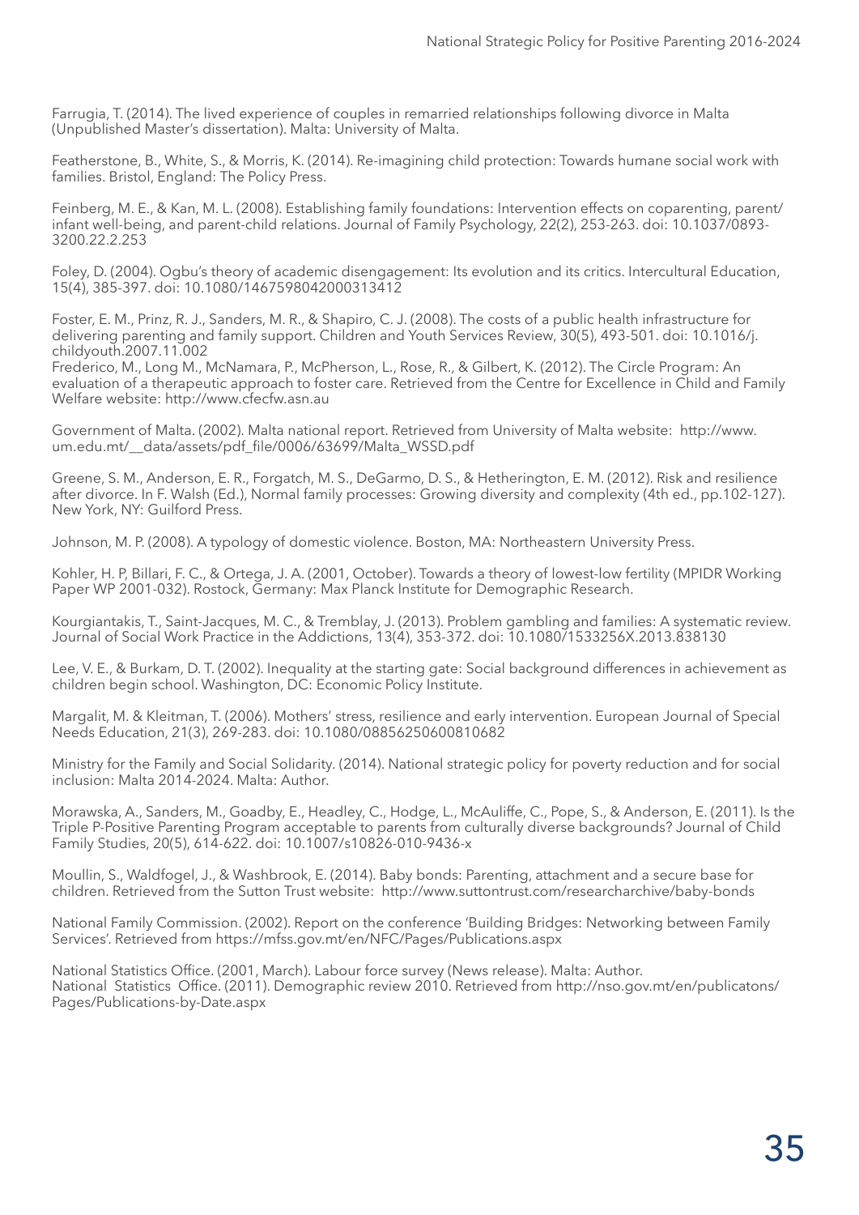Farrugia, T. (2014). The lived experience of couples in remarried relationships following divorce in Malta (Unpublished Master's dissertation). Malta: University of Malta.

Featherstone, B., White, S., & Morris, K. (2014). Re-imagining child protection: Towards humane social work with families. Bristol, England: The Policy Press.

Feinberg, M. E., & Kan, M. L. (2008). Establishing family foundations: Intervention effects on coparenting, parent/ infant well-being, and parent-child relations. Journal of Family Psychology, 22(2), 253-263. doi: 10.1037/0893-3200.22.2.253

Foley, D. (2004). Ogbu's theory of academic disengagement: Its evolution and its critics. Intercultural Education, 15(4), 385-397. doi: 10.1080/1467598042000313412

Foster, E. M., Prinz, R. J., Sanders, M. R., & Shapiro, C. J. (2008). The costs of a public health infrastructure for delivering parenting and family support. Children and Youth Services Review, 30(5), 493-501. doi: 10.1016/j.childyouth.2007.11.002

Frederico, M., Long M., McNamara, P., McPherson, L., Rose, R., & Gilbert, K. (2012). The Circle Program: An evaluation of a therapeutic approach to foster care. Retrieved from the Centre for Excellence in Child and Family Welfare website: http://www.cfecfw.asn.au

Government of Malta. (2002). Malta national report. Retrieved from University of Malta website: http://www.um.edu.mt/__data/assets/pdf_file/0006/63699/Malta_WSSD.pdf

Greene, S. M., Anderson, E. R., Forgatch, M. S., DeGarmo, D. S., & Hetherington, E. M. (2012). Risk and resilience after divorce. In F. Walsh (Ed.), Normal family processes: Growing diversity and complexity (4th ed., pp.102-127). New York, NY: Guilford Press.

Johnson, M. P. (2008). A typology of domestic violence. Boston, MA: Northeastern University Press.

Kohler, H. P, Billari, F. C., & Ortega, J. A. (2001, October). Towards a theory of lowest-low fertility (MPIDR Working Paper WP 2001-032). Rostock, Germany: Max Planck Institute for Demographic Research.

Kourgiantakis, T., Saint-Jacques, M. C., & Tremblay, J. (2013). Problem gambling and families: A systematic review. Journal of Social Work Practice in the Addictions, 13(4), 353-372. doi: 10.1080/1533256X.2013.838130

Lee, V. E., & Burkam, D. T. (2002). Inequality at the starting gate: Social background differences in achievement as children begin school. Washington, DC: Economic Policy Institute.

Margalit, M. & Kleitman, T. (2006). Mothers' stress, resilience and early intervention. European Journal of Special Needs Education, 21(3), 269-283. doi: 10.1080/08856250600810682

Ministry for the Family and Social Solidarity. (2014). National strategic policy for poverty reduction and for social inclusion: Malta 2014-2024. Malta: Author.

Morawska, A., Sanders, M., Goadby, E., Headley, C., Hodge, L., McAuliffe, C., Pope, S., & Anderson, E. (2011). Is the Triple P-Positive Parenting Program acceptable to parents from culturally diverse backgrounds? Journal of Child Family Studies, 20(5), 614-622. doi: 10.1007/s10826-010-9436-x

Moullin, S., Waldfogel, J., & Washbrook, E. (2014). Baby bonds: Parenting, attachment and a secure base for children. Retrieved from the Sutton Trust website: http://www.suttontrust.com/researcharchive/baby-bonds

National Family Commission. (2002). Report on the conference 'Building Bridges: Networking between Family Services'. Retrieved from https://mfss.gov.mt/en/NFC/Pages/Publications.aspx

National Statistics Office. (2001, March). Labour force survey (News release). Malta: Author.

National Statistics Office. (2011). Demographic review 2010. Retrieved from http://nso.gov.mt/en/publicatons/Pages/Publications-by-Date.aspx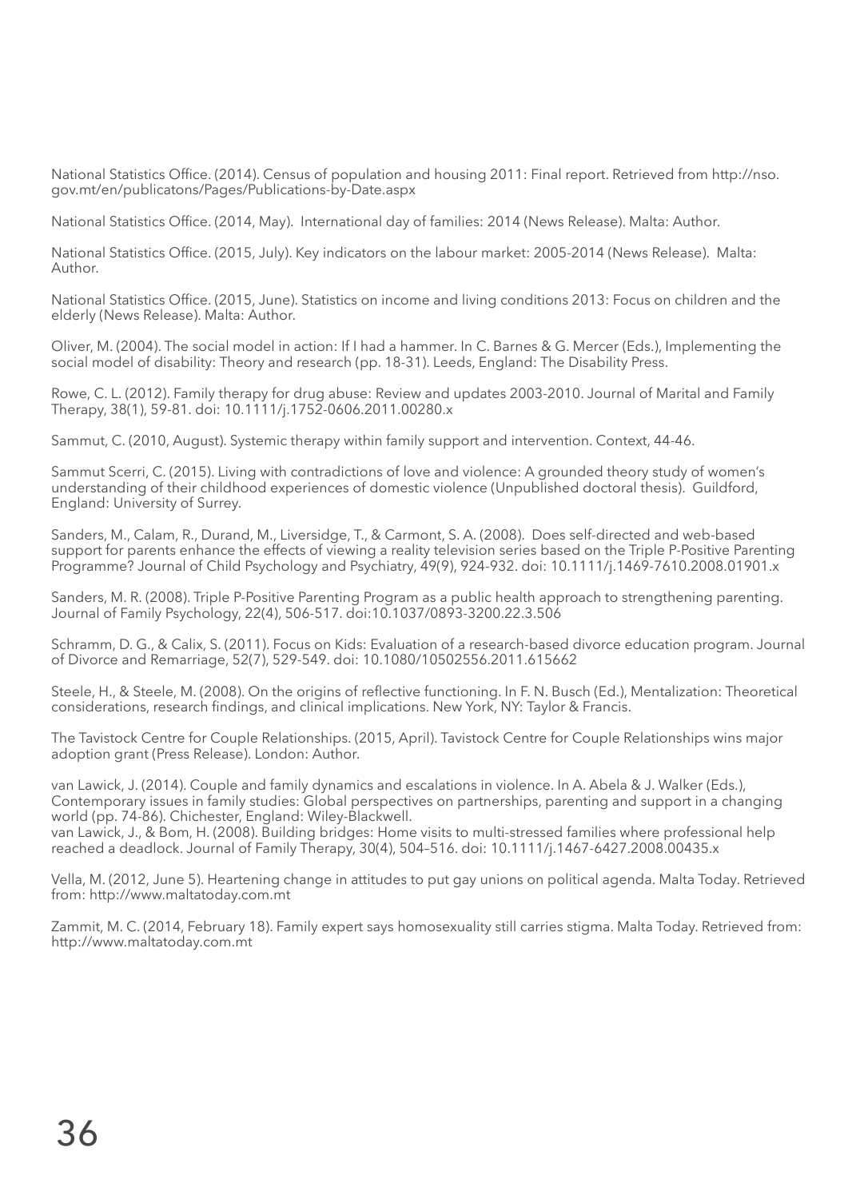National Statistics Office. (2014). Census of population and housing 2011: Final report. Retrieved from http://nso.gov.mt/en/publicatons/Pages/Publications-by-Date.aspx

National Statistics Office. (2014, May). International day of families: 2014 (News Release). Malta: Author.

National Statistics Office. (2015, July). Key indicators on the labour market: 2005-2014 (News Release). Malta: Author.

National Statistics Office. (2015, June). Statistics on income and living conditions 2013: Focus on children and the elderly (News Release). Malta: Author.

Oliver, M. (2004). The social model in action: If I had a hammer. In C. Barnes & G. Mercer (Eds.), Implementing the social model of disability: Theory and research (pp. 18-31). Leeds, England: The Disability Press.

Rowe, C. L. (2012). Family therapy for drug abuse: Review and updates 2003-2010. Journal of Marital and Family Therapy, 38(1), 59-81. doi: 10.1111/j.1752-0606.2011.00280.x

Sammut, C. (2010, August). Systemic therapy within family support and intervention. Context, 44-46.

Sammut Scerri, C. (2015). Living with contradictions of love and violence: A grounded theory study of women's understanding of their childhood experiences of domestic violence (Unpublished doctoral thesis). Guildford, England: University of Surrey.

Sanders, M., Calam, R., Durand, M., Liversidge, T., & Carmont, S. A. (2008). Does self-directed and web-based support for parents enhance the effects of viewing a reality television series based on the Triple P-Positive Parenting Programme? Journal of Child Psychology and Psychiatry, 49(9), 924-932. doi: 10.1111/j.1469-7610.2008.01901.x

Sanders, M. R. (2008). Triple P-Positive Parenting Program as a public health approach to strengthening parenting. Journal of Family Psychology, 22(4), 506-517. doi:10.1037/0893-3200.22.3.506

Schramm, D. G., & Calix, S. (2011). Focus on Kids: Evaluation of a research-based divorce education program. Journal of Divorce and Remarriage, 52(7), 529-549. doi: 10.1080/10502556.2011.615662

Steele, H., & Steele, M. (2008). On the origins of reflective functioning. In F. N. Busch (Ed.), Mentalization: Theoretical considerations, research findings, and clinical implications. New York, NY: Taylor & Francis.

The Tavistock Centre for Couple Relationships. (2015, April). Tavistock Centre for Couple Relationships wins major adoption grant (Press Release). London: Author.

van Lawick, J. (2014). Couple and family dynamics and escalations in violence. In A. Abela & J. Walker (Eds.), Contemporary issues in family studies: Global perspectives on partnerships, parenting and support in a changing world (pp. 74-86). Chichester, England: Wiley-Blackwell.

van Lawick, J., & Bom, H. (2008). Building bridges: Home visits to multi-stressed families where professional help reached a deadlock. Journal of Family Therapy, 30(4), 504–516. doi: 10.1111/j.1467-6427.2008.00435.x

Vella, M. (2012, June 5). Heartening change in attitudes to put gay unions on political agenda. Malta Today. Retrieved from: http://www.maltatoday.com.mt

Zammit, M. C. (2014, February 18). Family expert says homosexuality still carries stigma. Malta Today. Retrieved from: http://www.maltatoday.com.mt